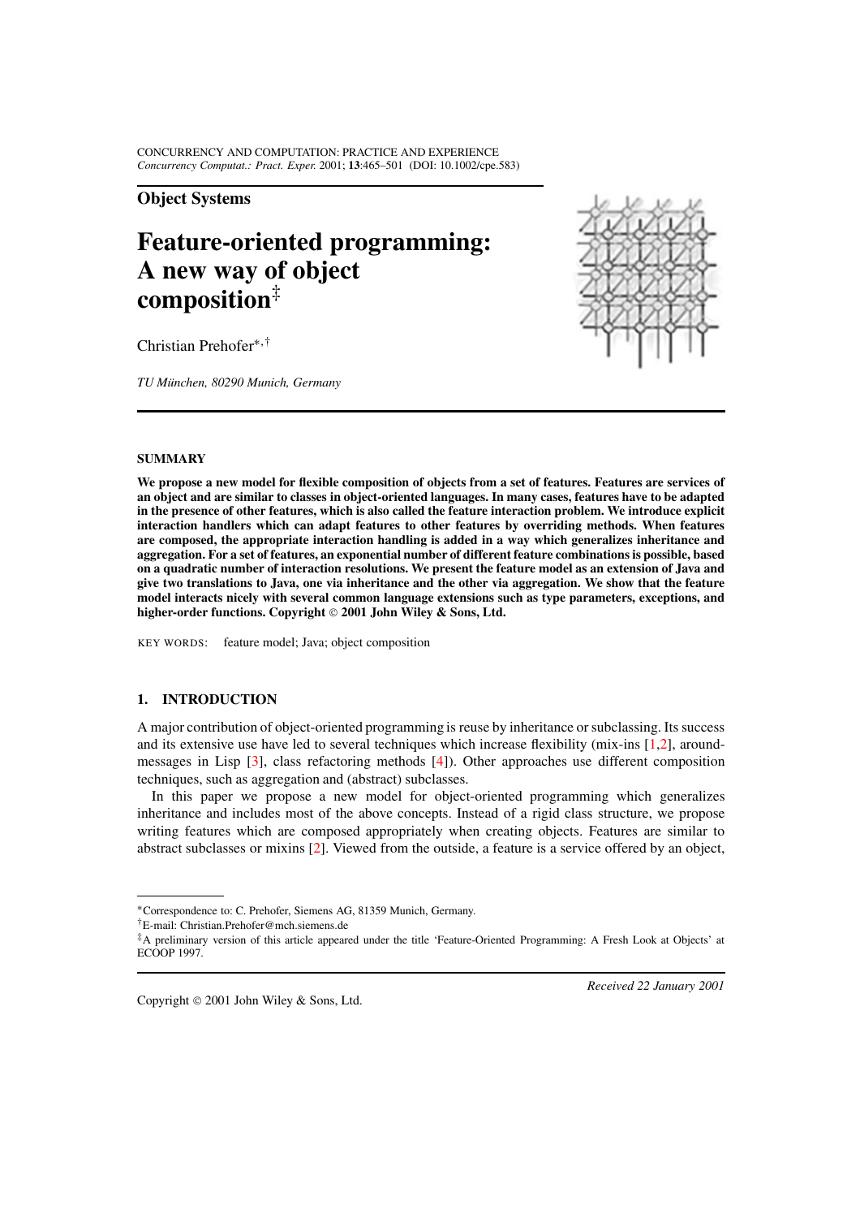**Object Systems**

# Feature-oriented programming: A new way of object composition[‡]

Christian Prehofer[*,†]

*TU München, 80290 Munich, Germany*

## SUMMARY

**We propose a new model for flexible composition of objects from a set of features. Features are services of an object and are similar to classes in object-oriented languages. In many cases, features have to be adapted in the presence of other features, which is also called the feature interaction problem. We introduce explicit interaction handlers which can adapt features to other features by overriding methods. When features are composed, the appropriate interaction handling is added in a way which generalizes inheritance and aggregation. For a set of features, an exponential number of different feature combinations is possible, based on a quadratic number of interaction resolutions. We present the feature model as an extension of Java and give two translations to Java, one via inheritance and the other via aggregation. We show that the feature model interacts nicely with several common language extensions such as type parameters, exceptions, and higher-order functions. Copyright © 2001 John Wiley & Sons, Ltd.**

KEY WORDS: feature model; Java; object composition

## 1. INTRODUCTION

A major contribution of object-oriented programming is reuse by inheritance or subclassing. Its success and its extensive use have led to several techniques which increase flexibility (mix-ins [1,2], around-messages in Lisp [3], class refactoring methods [4]). Other approaches use different composition techniques, such as aggregation and (abstract) subclasses.

In this paper we propose a new model for object-oriented programming which generalizes inheritance and includes most of the above concepts. Instead of a rigid class structure, we propose writing features which are composed appropriately when creating objects. Features are similar to abstract subclasses or mixins [2]. Viewed from the outside, a feature is a service offered by an object,

---

*Correspondence to: C. Prehofer, Siemens AG, 81359 Munich, Germany.

†E-mail: Christian.Prehofer@mch.siemens.de

‡A preliminary version of this article appeared under the title 'Feature-Oriented Programming: A Fresh Look at Objects' at ECOOP 1997.

*Received 22 January 2001*

Copyright © 2001 John Wiley & Sons, Ltd.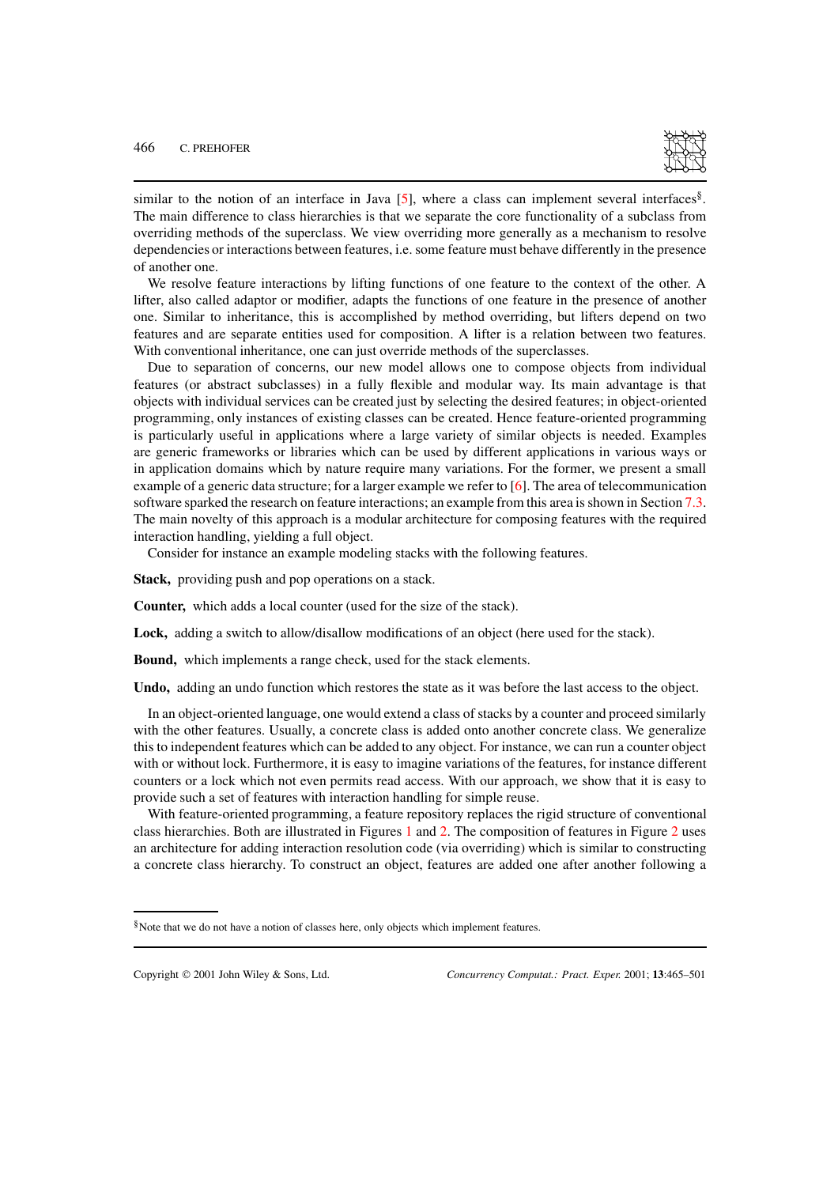similar to the notion of an interface in Java [5], where a class can implement several interfaces[§]. The main difference to class hierarchies is that we separate the core functionality of a subclass from overriding methods of the superclass. We view overriding more generally as a mechanism to resolve dependencies or interactions between features, i.e. some feature must behave differently in the presence of another one.

We resolve feature interactions by lifting functions of one feature to the context of the other. A lifter, also called adaptor or modifier, adapts the functions of one feature in the presence of another one. Similar to inheritance, this is accomplished by method overriding, but lifters depend on two features and are separate entities used for composition. A lifter is a relation between two features. With conventional inheritance, one can just override methods of the superclasses.

Due to separation of concerns, our new model allows one to compose objects from individual features (or abstract subclasses) in a fully flexible and modular way. Its main advantage is that objects with individual services can be created just by selecting the desired features; in object-oriented programming, only instances of existing classes can be created. Hence feature-oriented programming is particularly useful in applications where a large variety of similar objects is needed. Examples are generic frameworks or libraries which can be used by different applications in various ways or in application domains which by nature require many variations. For the former, we present a small example of a generic data structure; for a larger example we refer to [6]. The area of telecommunication software sparked the research on feature interactions; an example from this area is shown in Section 7.3. The main novelty of this approach is a modular architecture for composing features with the required interaction handling, yielding a full object.

Consider for instance an example modeling stacks with the following features.

**Stack,** providing push and pop operations on a stack.

**Counter,** which adds a local counter (used for the size of the stack).

**Lock,** adding a switch to allow/disallow modifications of an object (here used for the stack).

**Bound,** which implements a range check, used for the stack elements.

**Undo,** adding an undo function which restores the state as it was before the last access to the object.

In an object-oriented language, one would extend a class of stacks by a counter and proceed similarly with the other features. Usually, a concrete class is added onto another concrete class. We generalize this to independent features which can be added to any object. For instance, we can run a counter object with or without lock. Furthermore, it is easy to imagine variations of the features, for instance different counters or a lock which not even permits read access. With our approach, we show that it is easy to provide such a set of features with interaction handling for simple reuse.

With feature-oriented programming, a feature repository replaces the rigid structure of conventional class hierarchies. Both are illustrated in Figures 1 and 2. The composition of features in Figure 2 uses an architecture for adding interaction resolution code (via overriding) which is similar to constructing a concrete class hierarchy. To construct an object, features are added one after another following a

[§]Note that we do not have a notion of classes here, only objects which implement features.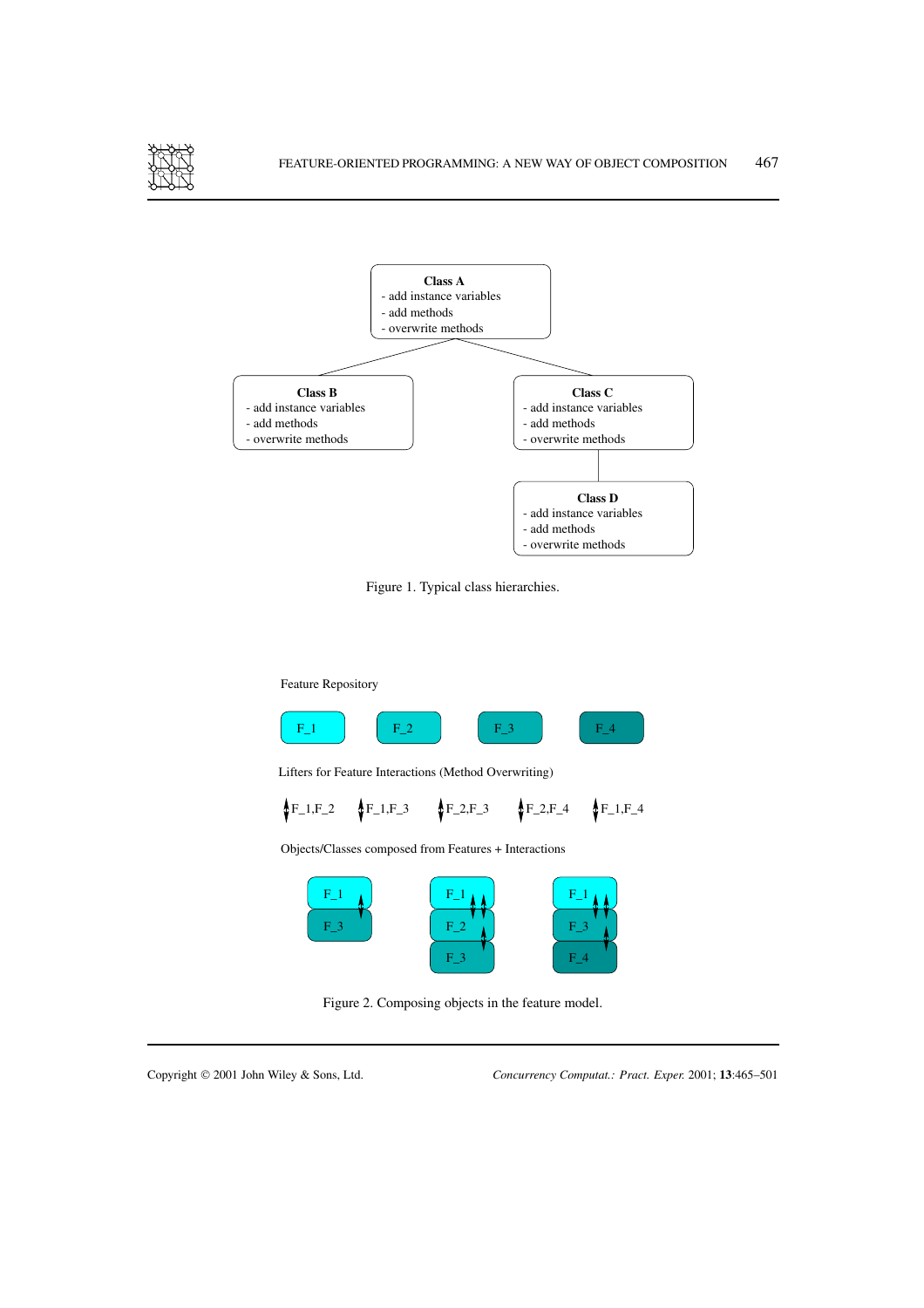Class A
- add instance variables
- add methods
- overwrite methods

Class B
- add instance variables
- add methods
- overwrite methods

Class C
- add instance variables
- add methods
- overwrite methods

Class D
- add instance variables
- add methods
- overwrite methods

Figure 1. Typical class hierarchies.

Feature Repository

F_1 F_2 F_3 F_4

Lifters for Feature Interactions (Method Overwriting)

F_1,F_2 F_1,F_3 F_2,F_3 F_2,F_4 F_1,F_4

Objects/Classes composed from Features + Interactions

F_1 / F_3 &nbsp;&nbsp; F_1 / F_2 / F_3 &nbsp;&nbsp; F_1 / F_3 / F_4

Figure 2. Composing objects in the feature model.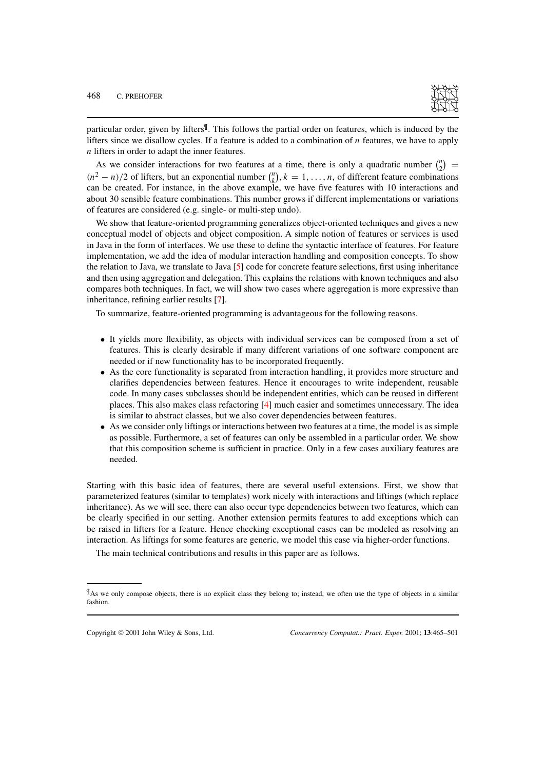particular order, given by lifters¶. This follows the partial order on features, which is induced by the lifters since we disallow cycles. If a feature is added to a combination of $n$ features, we have to apply $n$ lifters in order to adapt the inner features.

As we consider interactions for two features at a time, there is only a quadratic number $\binom{n}{2} = (n^2 - n)/2$ of lifters, but an exponential number $\binom{n}{k}$, $k = 1, \ldots, n$, of different feature combinations can be created. For instance, in the above example, we have five features with 10 interactions and about 30 sensible feature combinations. This number grows if different implementations or variations of features are considered (e.g. single- or multi-step undo).

We show that feature-oriented programming generalizes object-oriented techniques and gives a new conceptual model of objects and object composition. A simple notion of features or services is used in Java in the form of interfaces. We use these to define the syntactic interface of features. For feature implementation, we add the idea of modular interaction handling and composition concepts. To show the relation to Java, we translate to Java [5] code for concrete feature selections, first using inheritance and then using aggregation and delegation. This explains the relations with known techniques and also compares both techniques. In fact, we will show two cases where aggregation is more expressive than inheritance, refining earlier results [7].

To summarize, feature-oriented programming is advantageous for the following reasons.

- It yields more flexibility, as objects with individual services can be composed from a set of features. This is clearly desirable if many different variations of one software component are needed or if new functionality has to be incorporated frequently.
- As the core functionality is separated from interaction handling, it provides more structure and clarifies dependencies between features. Hence it encourages to write independent, reusable code. In many cases subclasses should be independent entities, which can be reused in different places. This also makes class refactoring [4] much easier and sometimes unnecessary. The idea is similar to abstract classes, but we also cover dependencies between features.
- As we consider only liftings or interactions between two features at a time, the model is as simple as possible. Furthermore, a set of features can only be assembled in a particular order. We show that this composition scheme is sufficient in practice. Only in a few cases auxiliary features are needed.

Starting with this basic idea of features, there are several useful extensions. First, we show that parameterized features (similar to templates) work nicely with interactions and liftings (which replace inheritance). As we will see, there can also occur type dependencies between two features, which can be clearly specified in our setting. Another extension permits features to add exceptions which can be raised in lifters for a feature. Hence checking exceptional cases can be modeled as resolving an interaction. As liftings for some features are generic, we model this case via higher-order functions.

The main technical contributions and results in this paper are as follows.

---

¶As we only compose objects, there is no explicit class they belong to; instead, we often use the type of objects in a similar fashion.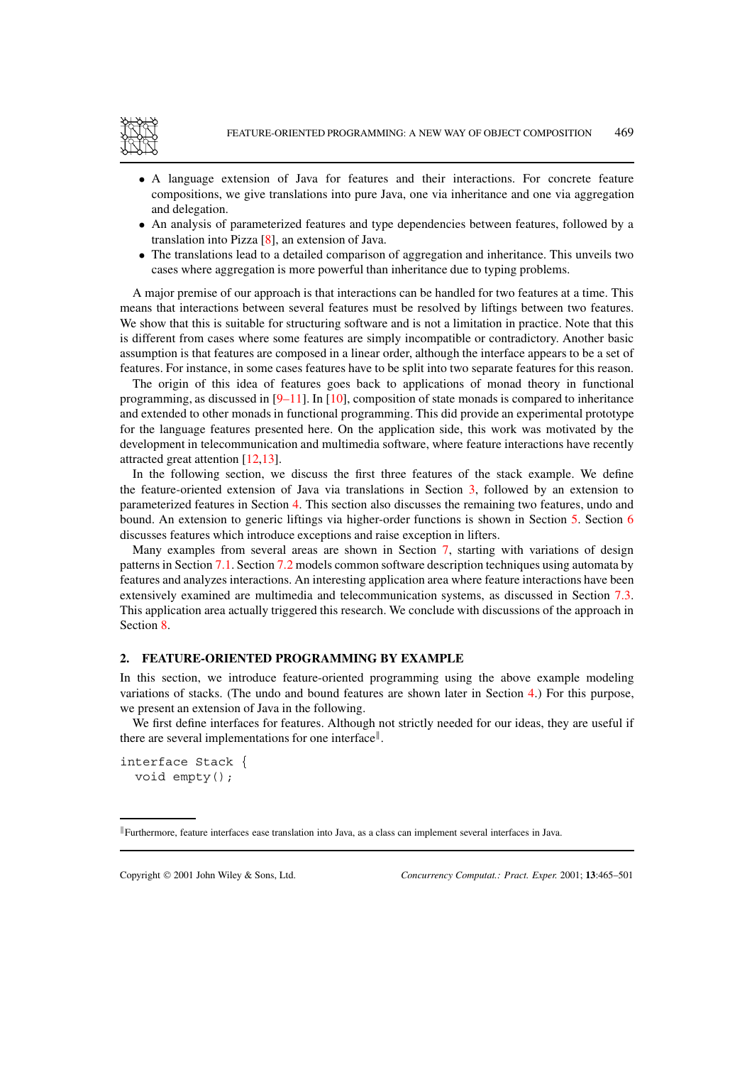- A language extension of Java for features and their interactions. For concrete feature compositions, we give translations into pure Java, one via inheritance and one via aggregation and delegation.
- An analysis of parameterized features and type dependencies between features, followed by a translation into Pizza [8], an extension of Java.
- The translations lead to a detailed comparison of aggregation and inheritance. This unveils two cases where aggregation is more powerful than inheritance due to typing problems.

A major premise of our approach is that interactions can be handled for two features at a time. This means that interactions between several features must be resolved by liftings between two features. We show that this is suitable for structuring software and is not a limitation in practice. Note that this is different from cases where some features are simply incompatible or contradictory. Another basic assumption is that features are composed in a linear order, although the interface appears to be a set of features. For instance, in some cases features have to be split into two separate features for this reason.

The origin of this idea of features goes back to applications of monad theory in functional programming, as discussed in [9–11]. In [10], composition of state monads is compared to inheritance and extended to other monads in functional programming. This did provide an experimental prototype for the language features presented here. On the application side, this work was motivated by the development in telecommunication and multimedia software, where feature interactions have recently attracted great attention [12,13].

In the following section, we discuss the first three features of the stack example. We define the feature-oriented extension of Java via translations in Section 3, followed by an extension to parameterized features in Section 4. This section also discusses the remaining two features, undo and bound. An extension to generic liftings via higher-order functions is shown in Section 5. Section 6 discusses features which introduce exceptions and raise exception in lifters.

Many examples from several areas are shown in Section 7, starting with variations of design patterns in Section 7.1. Section 7.2 models common software description techniques using automata by features and analyzes interactions. An interesting application area where feature interactions have been extensively examined are multimedia and telecommunication systems, as discussed in Section 7.3. This application area actually triggered this research. We conclude with discussions of the approach in Section 8.

## 2. FEATURE-ORIENTED PROGRAMMING BY EXAMPLE

In this section, we introduce feature-oriented programming using the above example modeling variations of stacks. (The undo and bound features are shown later in Section 4.) For this purpose, we present an extension of Java in the following.

We first define interfaces for features. Although not strictly needed for our ideas, they are useful if there are several implementations for one interface[‖].

```
interface Stack {
  void empty();
```

[‖] Furthermore, feature interfaces ease translation into Java, as a class can implement several interfaces in Java.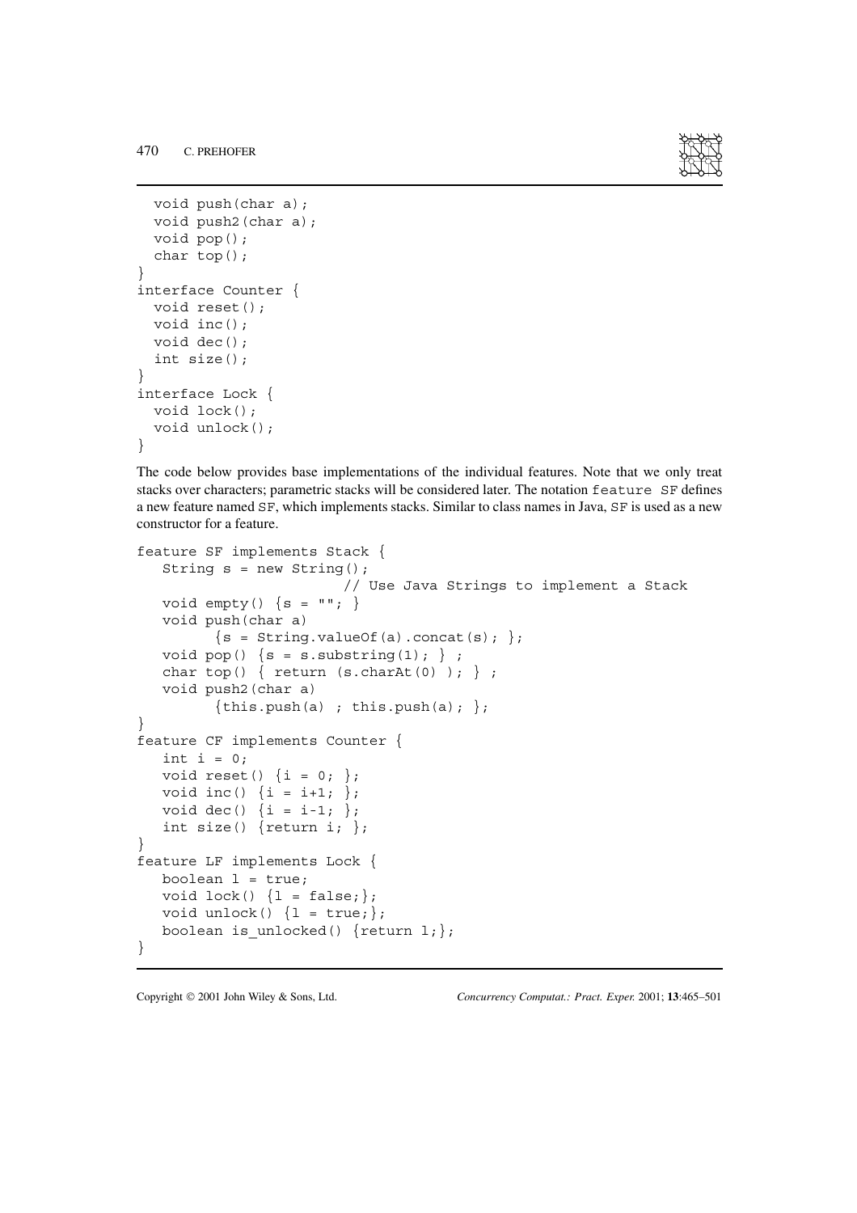```
  void push(char a);
  void push2(char a);
  void pop();
  char top();
}
interface Counter {
  void reset();
  void inc();
  void dec();
  int size();
}
interface Lock {
  void lock();
  void unlock();
}
```

The code below provides base implementations of the individual features. Note that we only treat stacks over characters; parametric stacks will be considered later. The notation `feature SF` defines a new feature named `SF`, which implements stacks. Similar to class names in Java, `SF` is used as a new constructor for a feature.

```
feature SF implements Stack {
   String s = new String();
                        // Use Java Strings to implement a Stack
   void empty() {s = ""; }
   void push(char a)
         {s = String.valueOf(a).concat(s); };
   void pop() {s = s.substring(1); } ;
   char top() { return (s.charAt(0) ); } ;
   void push2(char a)
         {this.push(a) ; this.push(a); };
}
feature CF implements Counter {
   int i = 0;
   void reset() {i = 0; };
   void inc() {i = i+1; };
   void dec() {i = i-1; };
   int size() {return i; };
}
feature LF implements Lock {
   boolean l = true;
   void lock() {l = false;};
   void unlock() {l = true;};
   boolean is_unlocked() {return l;};
}
```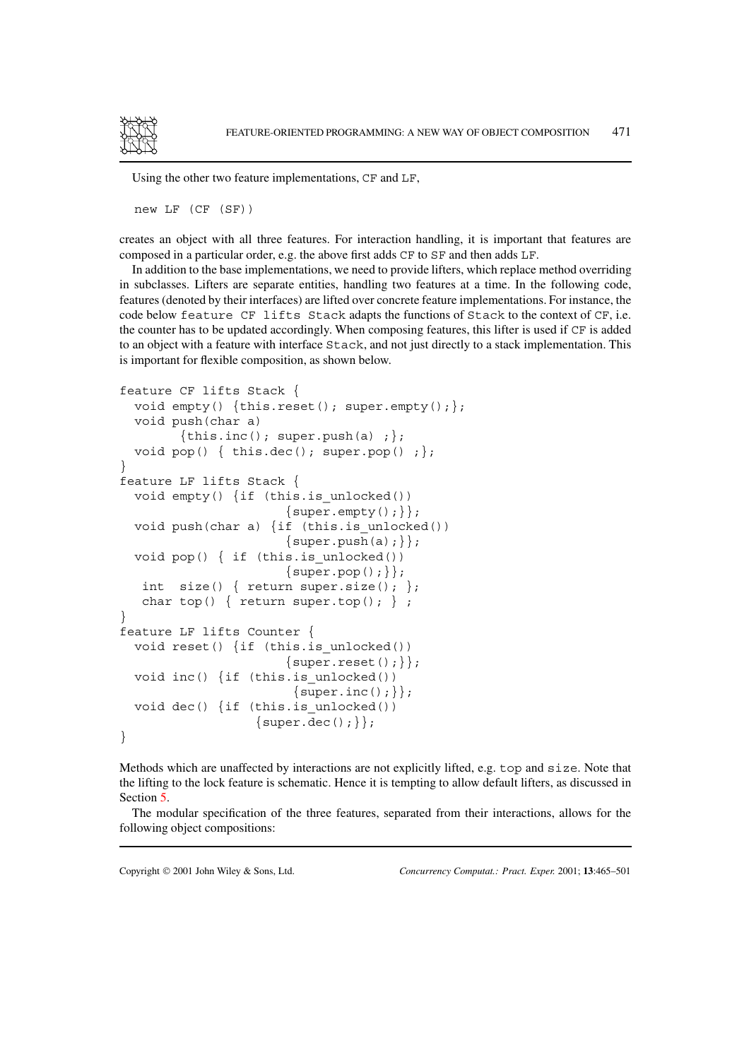Using the other two feature implementations, CF and LF,

```
new LF (CF (SF))
```

creates an object with all three features. For interaction handling, it is important that features are composed in a particular order, e.g. the above first adds CF to SF and then adds LF.

In addition to the base implementations, we need to provide lifters, which replace method overriding in subclasses. Lifters are separate entities, handling two features at a time. In the following code, features (denoted by their interfaces) are lifted over concrete feature implementations. For instance, the code below `feature CF lifts Stack` adapts the functions of Stack to the context of CF, i.e. the counter has to be updated accordingly. When composing features, this lifter is used if CF is added to an object with a feature with interface Stack, and not just directly to a stack implementation. This is important for flexible composition, as shown below.

```
feature CF lifts Stack {
  void empty() {this.reset(); super.empty();};
  void push(char a)
        {this.inc(); super.push(a) ;};
  void pop() { this.dec(); super.pop() ;};
}
feature LF lifts Stack {
  void empty() {if (this.is_unlocked())
                    {super.empty();}};
  void push(char a) {if (this.is_unlocked())
                    {super.push(a);}};
  void pop() { if (this.is_unlocked())
                    {super.pop();}};
   int  size() { return super.size(); };
   char top() { return super.top(); } ;
}
feature LF lifts Counter {
  void reset() {if (this.is_unlocked())
                    {super.reset();}};
  void inc() {if (this.is_unlocked())
                    {super.inc();}};
  void dec() {if (this.is_unlocked())
                  {super.dec();}};
}
```

Methods which are unaffected by interactions are not explicitly lifted, e.g. top and size. Note that the lifting to the lock feature is schematic. Hence it is tempting to allow default lifters, as discussed in Section 5.

The modular specification of the three features, separated from their interactions, allows for the following object compositions: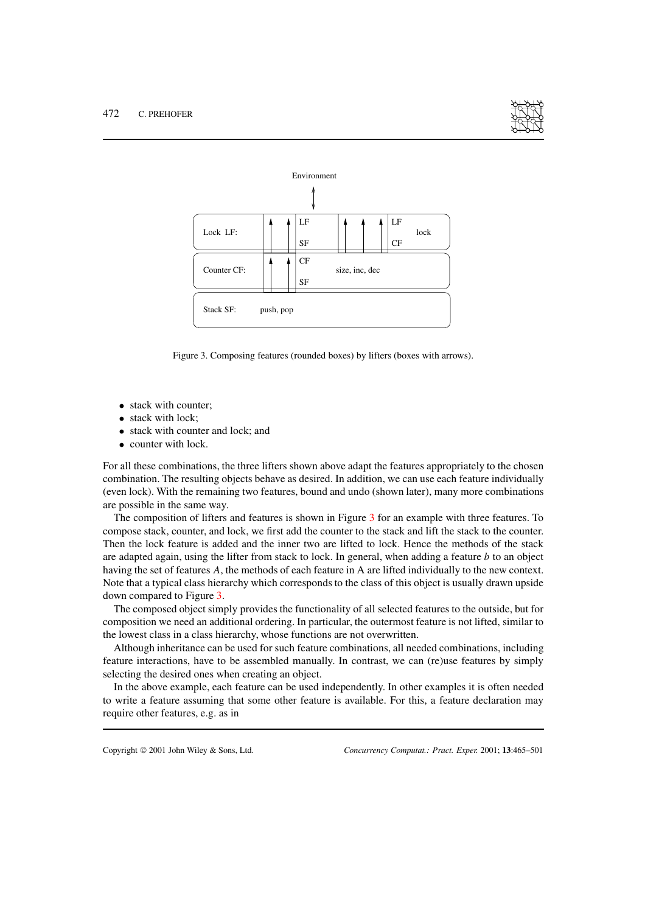Figure 3. Composing features (rounded boxes) by lifters (boxes with arrows).

- stack with counter;
- stack with lock;
- stack with counter and lock; and
- counter with lock.

For all these combinations, the three lifters shown above adapt the features appropriately to the chosen combination. The resulting objects behave as desired. In addition, we can use each feature individually (even lock). With the remaining two features, bound and undo (shown later), many more combinations are possible in the same way.

The composition of lifters and features is shown in Figure 3 for an example with three features. To compose stack, counter, and lock, we first add the counter to the stack and lift the stack to the counter. Then the lock feature is added and the inner two are lifted to lock. Hence the methods of the stack are adapted again, using the lifter from stack to lock. In general, when adding a feature $b$ to an object having the set of features $A$, the methods of each feature in A are lifted individually to the new context. Note that a typical class hierarchy which corresponds to the class of this object is usually drawn upside down compared to Figure 3.

The composed object simply provides the functionality of all selected features to the outside, but for composition we need an additional ordering. In particular, the outermost feature is not lifted, similar to the lowest class in a class hierarchy, whose functions are not overwritten.

Although inheritance can be used for such feature combinations, all needed combinations, including feature interactions, have to be assembled manually. In contrast, we can (re)use features by simply selecting the desired ones when creating an object.

In the above example, each feature can be used independently. In other examples it is often needed to write a feature assuming that some other feature is available. For this, a feature declaration may require other features, e.g. as in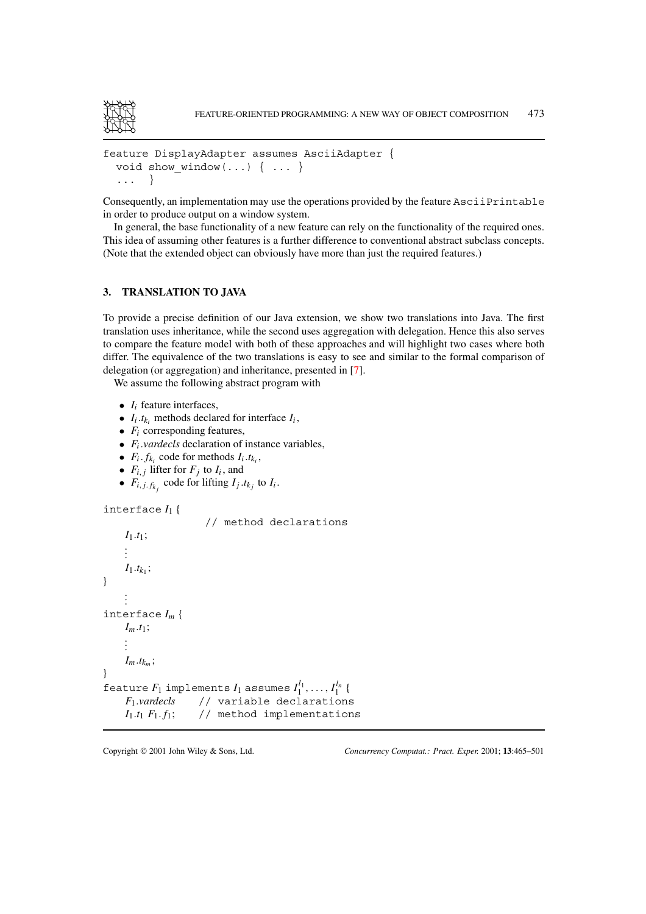```
feature DisplayAdapter assumes AsciiAdapter {
  void show_window(...) { ... }
  ...  }
```

Consequently, an implementation may use the operations provided by the feature `AsciiPrintable` in order to produce output on a window system.

In general, the base functionality of a new feature can rely on the functionality of the required ones. This idea of assuming other features is a further difference to conventional abstract subclass concepts. (Note that the extended object can obviously have more than just the required features.)

## 3. TRANSLATION TO JAVA

To provide a precise definition of our Java extension, we show two translations into Java. The first translation uses inheritance, while the second uses aggregation with delegation. Hence this also serves to compare the feature model with both of these approaches and will highlight two cases where both differ. The equivalence of the two translations is easy to see and similar to the formal comparison of delegation (or aggregation) and inheritance, presented in [7].

We assume the following abstract program with

- $I_i$ feature interfaces,
- $I_i.t_{k_i}$ methods declared for interface $I_i$,
- $F_i$ corresponding features,
- $F_i.vardecls$ declaration of instance variables,
- $F_i.f_{k_i}$ code for methods $I_i.t_{k_i}$,
- $F_{i,j}$ lifter for $F_j$ to $I_i$, and
- $F_{i,j.f_{k_j}}$ code for lifting $I_j.t_{k_j}$ to $I_i$.

interface $I_1$ {
    // method declarations
  $I_1.t_1$;
  $\vdots$
  $I_1.t_{k_1}$;
}
  $\vdots$
interface $I_m$ {
  $I_m.t_1$;
  $\vdots$
  $I_m.t_{k_m}$;
}
feature $F_1$ implements $I_1$ assumes $I_1^{l_1}, \ldots, I_1^{l_n}$ {
  $F_1.vardecls$    // variable declarations
  $I_1.t_1$ $F_1.f_1$;    // method implementations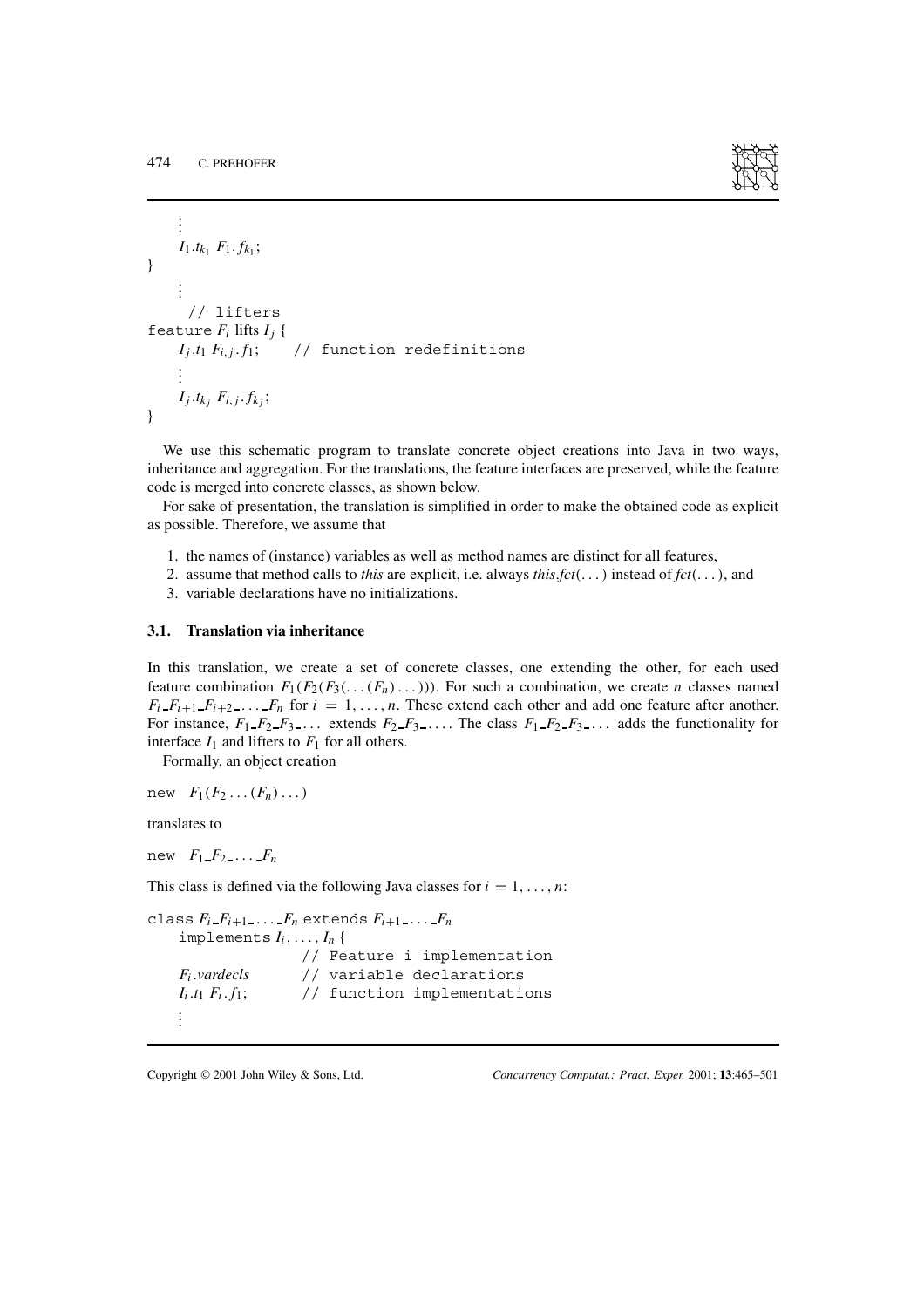```
    ⋮
    I1.tk1 F1.fk1;
}
    ⋮
     // lifters
feature Fi lifts Ij {
    Ij.t1 Fi,j.f1;     // function redefinitions
    ⋮
    Ij.tkj Fi,j.fkj;
}
```

We use this schematic program to translate concrete object creations into Java in two ways, inheritance and aggregation. For the translations, the feature interfaces are preserved, while the feature code is merged into concrete classes, as shown below.

For sake of presentation, the translation is simplified in order to make the obtained code as explicit as possible. Therefore, we assume that

1. the names of (instance) variables as well as method names are distinct for all features,
2. assume that method calls to *this* are explicit, i.e. always *this.fct*(...) instead of *fct*(...), and
3. variable declarations have no initializations.

### 3.1. Translation via inheritance

In this translation, we create a set of concrete classes, one extending the other, for each used feature combination $F_1(F_2(F_3(\ldots(F_n)\ldots)))$. For such a combination, we create $n$ classes named $F_i\_F_{i+1}\_F_{i+2}\_\ldots\_F_n$ for $i = 1, \ldots, n$. These extend each other and add one feature after another. For instance, $F_1\_F_2\_F_3\_\ldots$ extends $F_2\_F_3\_\ldots$. The class $F_1\_F_2\_F_3\_\ldots$ adds the functionality for interface $I_1$ and lifters to $F_1$ for all others.

Formally, an object creation

```
new  F1(F2 ... (Fn) ...)
```

translates to

```
new  F1_F2_..._Fn
```

This class is defined via the following Java classes for $i = 1, \ldots, n$:

```
class Fi_Fi+1_..._Fn extends Fi+1_..._Fn
    implements Ii, ..., In {
                   // Feature i implementation
    Fi.vardecls      // variable declarations
    Ii.t1 Fi.f1;     // function implementations
    ⋮
```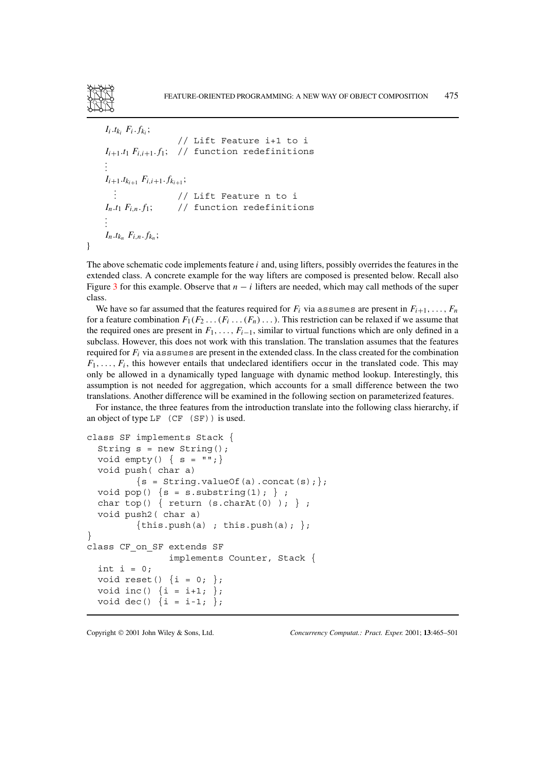$I_i.t_{k_i}\ F_i.f_{k_i};$

```
                    // Lift Feature i+1 to i
```
$I_{i+1}.t_1\ F_{i,i+1}.f_1;$ `// function redefinitions`

$\vdots$

$I_{i+1}.t_{k_{i+1}}\ F_{i,i+1}.f_{k_{i+1}};$

$\vdots$ `// Lift Feature n to i`

$I_n.t_1\ F_{i,n}.f_1;$ `// function redefinitions`

$\vdots$

$I_n.t_{k_n}\ F_{i,n}.f_{k_n};$

}

The above schematic code implements feature $i$ and, using lifters, possibly overrides the features in the extended class. A concrete example for the way lifters are composed is presented below. Recall also Figure 3 for this example. Observe that $n - i$ lifters are needed, which may call methods of the super class.

We have so far assumed that the features required for $F_i$ via `assumes` are present in $F_{i+1}, \ldots, F_n$ for a feature combination $F_1(F_2 \ldots (F_i \ldots (F_n) \ldots)$. This restriction can be relaxed if we assume that the required ones are present in $F_1, \ldots, F_{i-1}$, similar to virtual functions which are only defined in a subclass. However, this does not work with this translation. The translation assumes that the features required for $F_i$ via `assumes` are present in the extended class. In the class created for the combination $F_1, \ldots, F_i$, this however entails that undeclared identifiers occur in the translated code. This may only be allowed in a dynamically typed language with dynamic method lookup. Interestingly, this assumption is not needed for aggregation, which accounts for a small difference between the two translations. Another difference will be examined in the following section on parameterized features.

For instance, the three features from the introduction translate into the following class hierarchy, if an object of type `LF (CF (SF))` is used.

```
class SF implements Stack {
  String s = new String();
  void empty() { s = "";}
  void push( char a)
         {s = String.valueOf(a).concat(s);};
  void pop() {s = s.substring(1); } ;
  char top() { return (s.charAt(0) ); } ;
  void push2( char a)
         {this.push(a) ; this.push(a); };
}
class CF_on_SF extends SF
               implements Counter, Stack {
  int i = 0;
  void reset() {i = 0; };
  void inc() {i = i+1; };
  void dec() {i = i-1; };
```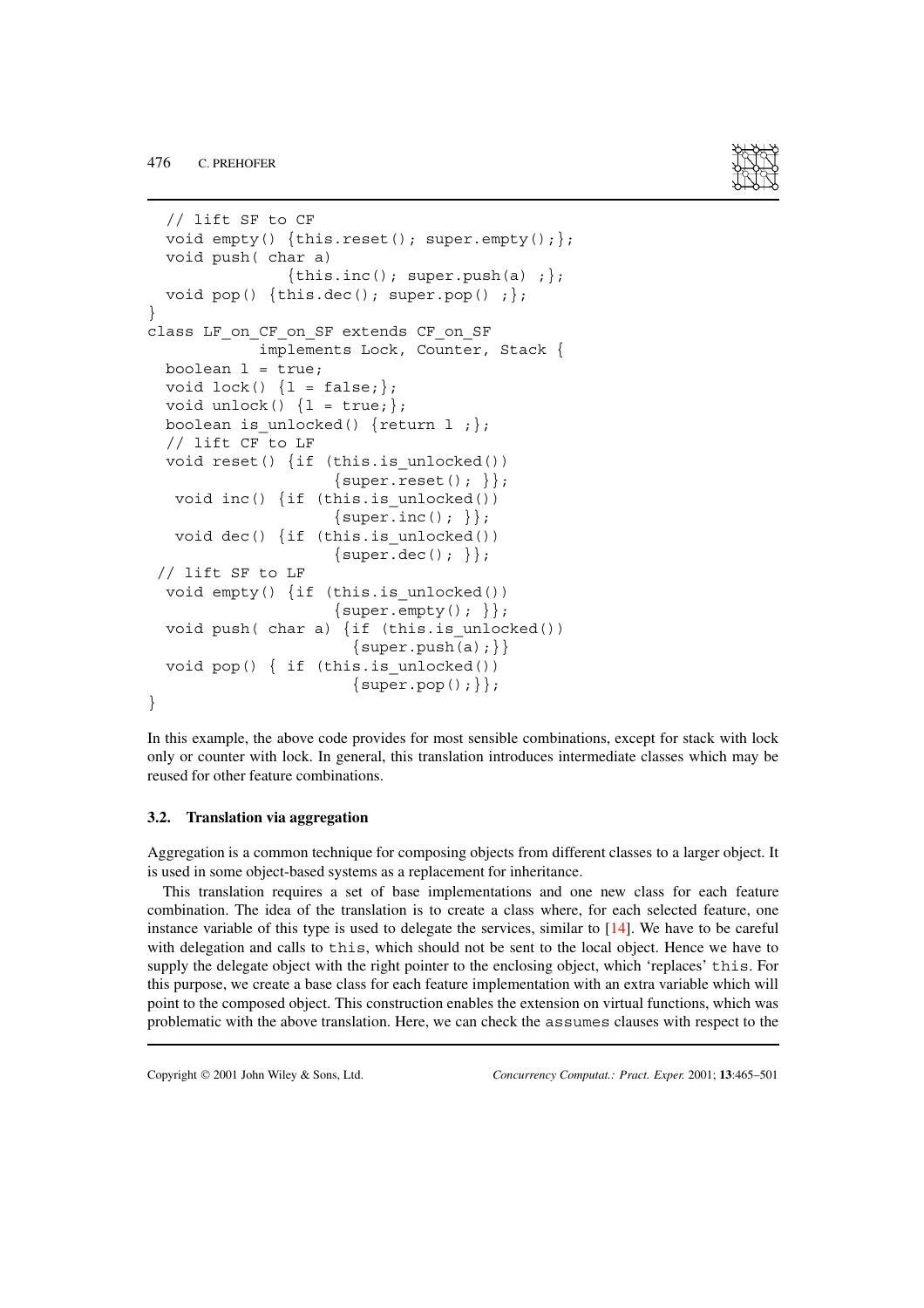```
  // lift SF to CF
  void empty() {this.reset(); super.empty();};
  void push( char a)
               {this.inc(); super.push(a) ;};
  void pop() {this.dec(); super.pop() ;};
}
class LF_on_CF_on_SF extends CF_on_SF
           implements Lock, Counter, Stack {
  boolean l = true;
  void lock() {l = false;};
  void unlock() {l = true;};
  boolean is_unlocked() {return l ;};
  // lift CF to LF
  void reset() {if (this.is_unlocked())
                    {super.reset(); }};
   void inc() {if (this.is_unlocked())
                    {super.inc(); }};
   void dec() {if (this.is_unlocked())
                    {super.dec(); }};
 // lift SF to LF
  void empty() {if (this.is_unlocked())
                    {super.empty(); }};
  void push( char a) {if (this.is_unlocked())
                       {super.push(a);}}
  void pop() { if (this.is_unlocked())
                       {super.pop();}};
}
```

In this example, the above code provides for most sensible combinations, except for stack with lock only or counter with lock. In general, this translation introduces intermediate classes which may be reused for other feature combinations.

### 3.2. Translation via aggregation

Aggregation is a common technique for composing objects from different classes to a larger object. It is used in some object-based systems as a replacement for inheritance.

This translation requires a set of base implementations and one new class for each feature combination. The idea of the translation is to create a class where, for each selected feature, one instance variable of this type is used to delegate the services, similar to [14]. We have to be careful with delegation and calls to `this`, which should not be sent to the local object. Hence we have to supply the delegate object with the right pointer to the enclosing object, which 'replaces' `this`. For this purpose, we create a base class for each feature implementation with an extra variable which will point to the composed object. This construction enables the extension on virtual functions, which was problematic with the above translation. Here, we can check the `assumes` clauses with respect to the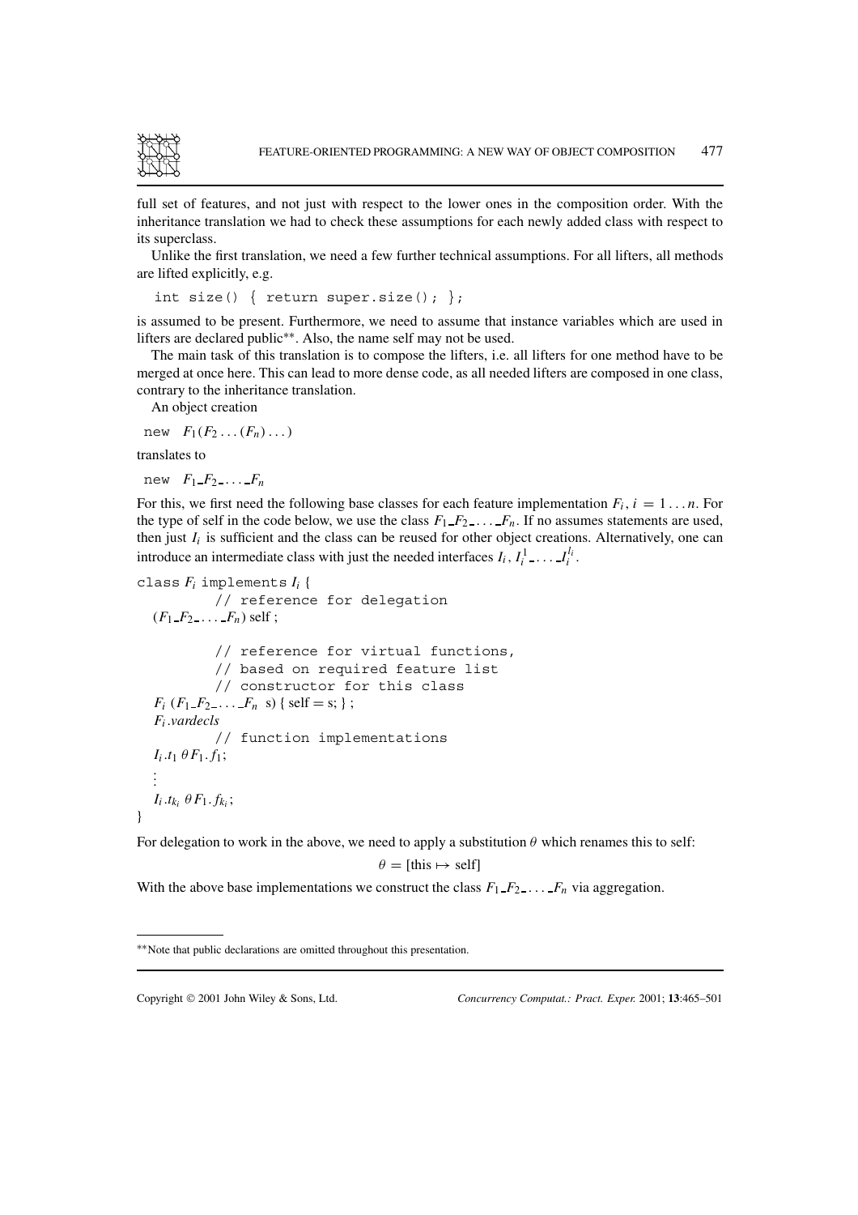full set of features, and not just with respect to the lower ones in the composition order. With the inheritance translation we had to check these assumptions for each newly added class with respect to its superclass.

Unlike the first translation, we need a few further technical assumptions. For all lifters, all methods are lifted explicitly, e.g.

```
int size() { return super.size(); };
```

is assumed to be present. Furthermore, we need to assume that instance variables which are used in lifters are declared public**. Also, the name self may not be used.

The main task of this translation is to compose the lifters, i.e. all lifters for one method have to be merged at once here. This can lead to more dense code, as all needed lifters are composed in one class, contrary to the inheritance translation.

An object creation

new $F_1(F_2 \dots (F_n) \dots)$

translates to

new $F_1\_F_2\_ \dots \_F_n$

For this, we first need the following base classes for each feature implementation $F_i$, $i = 1 \dots n$. For the type of self in the code below, we use the class $F_1\_F_2\_ \dots \_F_n$. If no assumes statements are used, then just $I_i$ is sufficient and the class can be reused for other object creations. Alternatively, one can introduce an intermediate class with just the needed interfaces $I_i, I_i^1\_ \dots \_I_i^{l_i}$.

```
class F_i implements I_i {
        // reference for delegation
  (F_1_F_2_..._F_n) self ;

        // reference for virtual functions,
        // based on required feature list
        // constructor for this class
  F_i (F_1_F_2_..._F_n  s) { self = s; } ;
  F_i.vardecls
        // function implementations
  I_i.t_1 θF_1.f_1;
  ⋮
  I_i.t_{k_i} θF_1.f_{k_i};
}
```

For delegation to work in the above, we need to apply a substitution $\theta$ which renames this to self:

$$\theta = [\text{this} \mapsto \text{self}]$$

With the above base implementations we construct the class $F_1\_F_2\_ \dots \_F_n$ via aggregation.

**Note that public declarations are omitted throughout this presentation.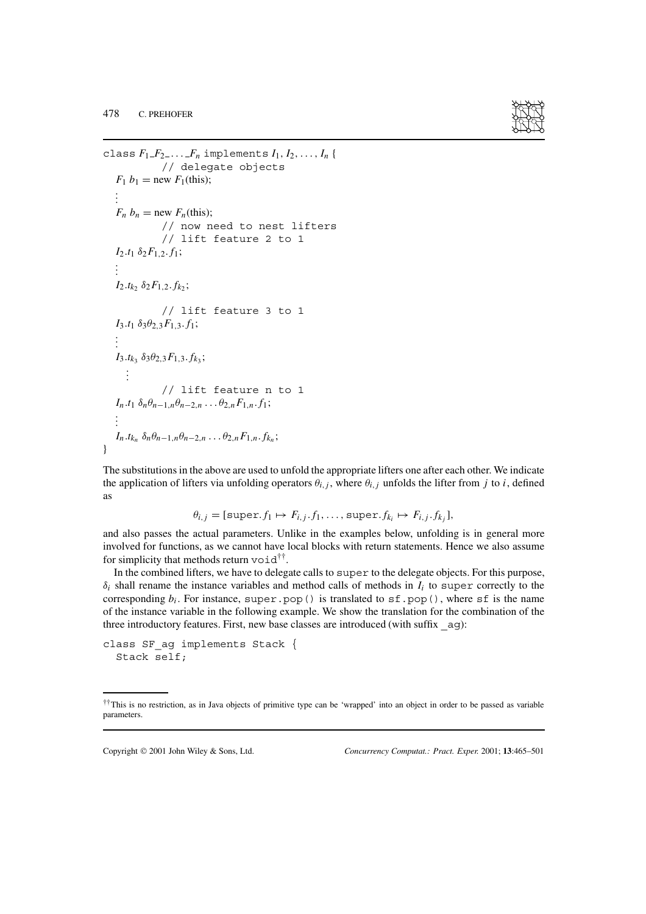```
class F_1_F_2_..._F_n implements I_1, I_2, ..., I_n {
        // delegate objects
  F_1 b_1 = new F_1(this);
  ⋮
  F_n b_n = new F_n(this);
        // now need to nest lifters
        // lift feature 2 to 1
  I_2.t_1 δ_2 F_{1,2}.f_1;
  ⋮
  I_2.t_{k_2} δ_2 F_{1,2}.f_{k_2};

        // lift feature 3 to 1
  I_3.t_1 δ_3 θ_{2,3} F_{1,3}.f_1;
  ⋮
  I_3.t_{k_3} δ_3 θ_{2,3} F_{1,3}.f_{k_3};
    ⋮
        // lift feature n to 1
  I_n.t_1 δ_n θ_{n-1,n} θ_{n-2,n} ... θ_{2,n} F_{1,n}.f_1;
  ⋮
  I_n.t_{k_n} δ_n θ_{n-1,n} θ_{n-2,n} ... θ_{2,n} F_{1,n}.f_{k_n};
}
```

The substitutions in the above are used to unfold the appropriate lifters one after each other. We indicate the application of lifters via unfolding operators $\theta_{i,j}$, where $\theta_{i,j}$ unfolds the lifter from $j$ to $i$, defined as

$$\theta_{i,j} = [\texttt{super}.f_1 \mapsto F_{i,j}.f_1, \ldots, \texttt{super}.f_{k_i} \mapsto F_{i,j}.f_{k_j}],$$

and also passes the actual parameters. Unlike in the examples below, unfolding is in general more involved for functions, as we cannot have local blocks with return statements. Hence we also assume for simplicity that methods return `void`[††].

In the combined lifters, we have to delegate calls to `super` to the delegate objects. For this purpose, $\delta_i$ shall rename the instance variables and method calls of methods in $I_i$ to `super` correctly to the corresponding $b_i$. For instance, `super.pop()` is translated to `sf.pop()`, where `sf` is the name of the instance variable in the following example. We show the translation for the combination of the three introductory features. First, new base classes are introduced (with suffix `_ag`):

```
class SF_ag implements Stack {
  Stack self;
```

[††]This is no restriction, as in Java objects of primitive type can be 'wrapped' into an object in order to be passed as variable parameters.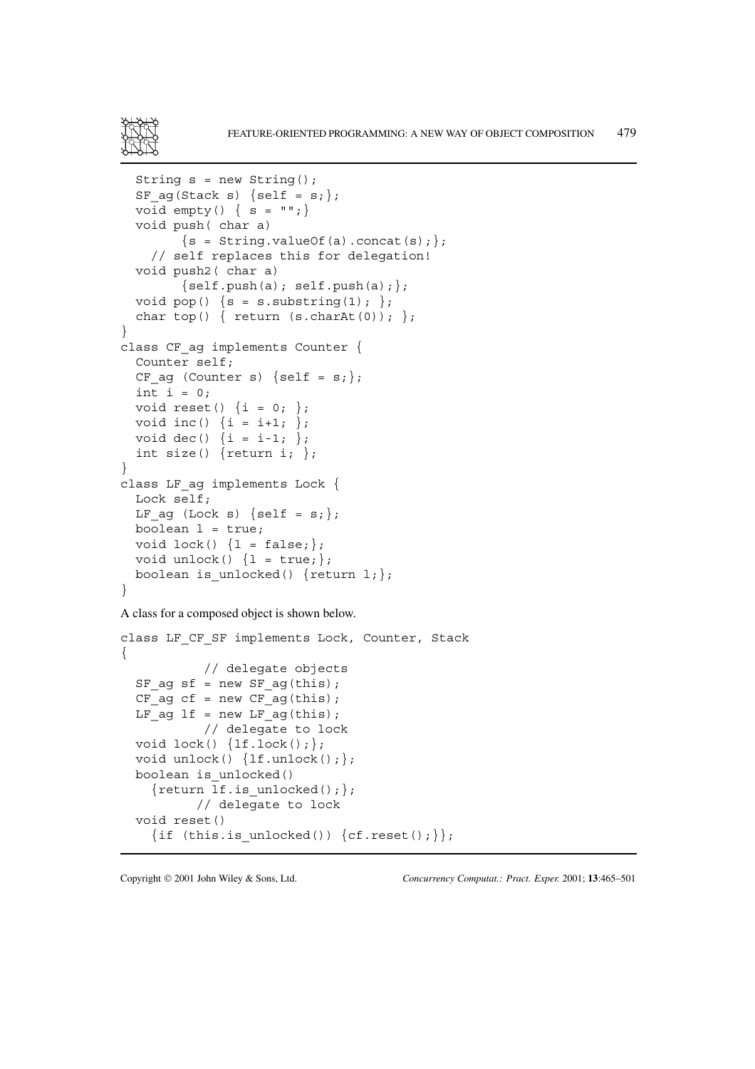```
  String s = new String();
  SF_ag(Stack s) {self = s;};
  void empty() { s = "";}
  void push( char a)
        {s = String.valueOf(a).concat(s);};
    // self replaces this for delegation!
  void push2( char a)
        {self.push(a); self.push(a);};
  void pop() {s = s.substring(1); };
  char top() { return (s.charAt(0)); };
}
class CF_ag implements Counter {
  Counter self;
  CF_ag (Counter s) {self = s;};
  int i = 0;
  void reset() {i = 0; };
  void inc() {i = i+1; };
  void dec() {i = i-1; };
  int size() {return i; };
}
class LF_ag implements Lock {
  Lock self;
  LF_ag (Lock s) {self = s;};
  boolean l = true;
  void lock() {l = false;};
  void unlock() {l = true;};
  boolean is_unlocked() {return l;};
}
```

A class for a composed object is shown below.

```
class LF_CF_SF implements Lock, Counter, Stack
{
           // delegate objects
  SF_ag sf = new SF_ag(this);
  CF_ag cf = new CF_ag(this);
  LF_ag lf = new LF_ag(this);
           // delegate to lock
  void lock() {lf.lock();};
  void unlock() {lf.unlock();};
  boolean is_unlocked()
    {return lf.is_unlocked();};
          // delegate to lock
  void reset()
    {if (this.is_unlocked()) {cf.reset();}};
```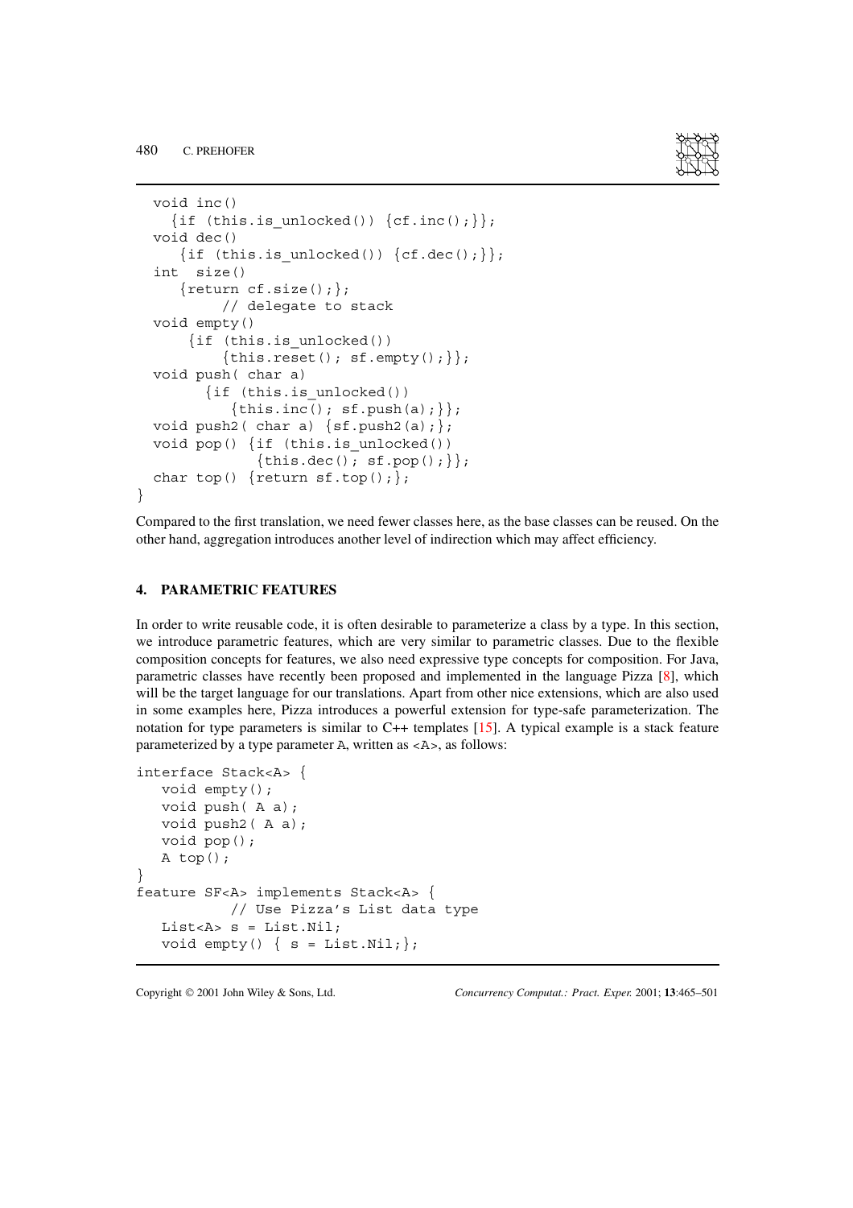```
  void inc()
    {if (this.is_unlocked()) {cf.inc();}};
  void dec()
     {if (this.is_unlocked()) {cf.dec();}};
  int  size()
     {return cf.size();};
          // delegate to stack
  void empty()
      {if (this.is_unlocked())
          {this.reset(); sf.empty();}};
  void push( char a)
        {if (this.is_unlocked())
           {this.inc(); sf.push(a);}};
  void push2( char a) {sf.push2(a);};
  void pop() {if (this.is_unlocked())
              {this.dec(); sf.pop();}};
  char top() {return sf.top();};
}
```

Compared to the first translation, we need fewer classes here, as the base classes can be reused. On the other hand, aggregation introduces another level of indirection which may affect efficiency.

## 4. PARAMETRIC FEATURES

In order to write reusable code, it is often desirable to parameterize a class by a type. In this section, we introduce parametric features, which are very similar to parametric classes. Due to the flexible composition concepts for features, we also need expressive type concepts for composition. For Java, parametric classes have recently been proposed and implemented in the language Pizza [8], which will be the target language for our translations. Apart from other nice extensions, which are also used in some examples here, Pizza introduces a powerful extension for type-safe parameterization. The notation for type parameters is similar to C++ templates [15]. A typical example is a stack feature parameterized by a type parameter A, written as <A>, as follows:

```
interface Stack<A> {
   void empty();
   void push( A a);
   void push2( A a);
   void pop();
   A top();
}
feature SF<A> implements Stack<A> {
           // Use Pizza's List data type
   List<A> s = List.Nil;
   void empty() { s = List.Nil;};
```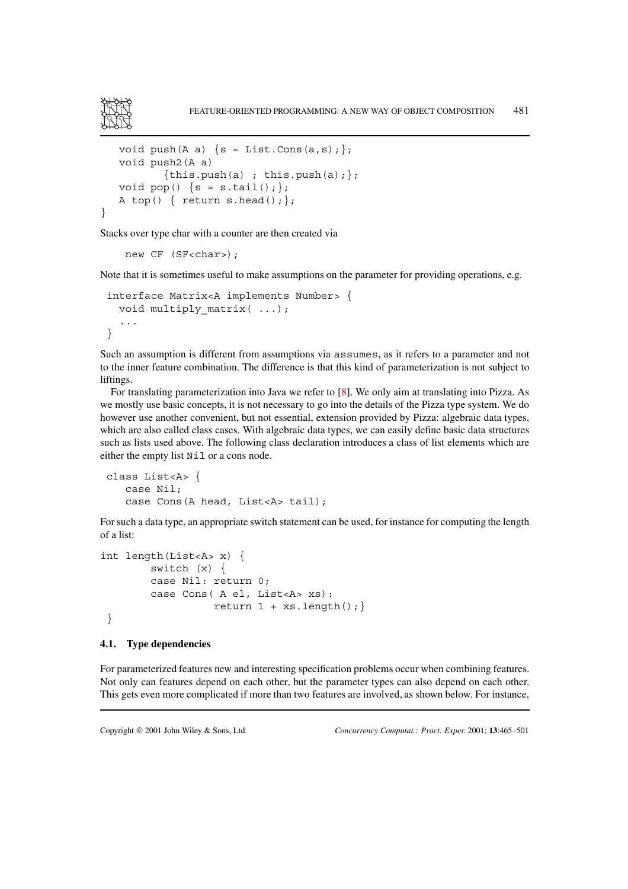```
   void push(A a) {s = List.Cons(a,s);};
   void push2(A a)
         {this.push(a) ; this.push(a);};
   void pop() {s = s.tail();};
   A top() { return s.head();};
}
```

Stacks over type char with a counter are then created via

```
    new CF (SF<char>);
```

Note that it is sometimes useful to make assumptions on the parameter for providing operations, e.g.

```
 interface Matrix<A implements Number> {
   void multiply_matrix( ...);
   ...
 }
```

Such an assumption is different from assumptions via `assumes`, as it refers to a parameter and not to the inner feature combination. The difference is that this kind of parameterization is not subject to liftings.

For translating parameterization into Java we refer to [8]. We only aim at translating into Pizza. As we mostly use basic concepts, it is not necessary to go into the details of the Pizza type system. We do however use another convenient, but not essential, extension provided by Pizza: algebraic data types, which are also called class cases. With algebraic data types, we can easily define basic data structures such as lists used above. The following class declaration introduces a class of list elements which are either the empty list `Nil` or a cons node.

```
 class List<A> {
    case Nil;
    case Cons(A head, List<A> tail);
```

For such a data type, an appropriate switch statement can be used, for instance for computing the length of a list:

```
int length(List<A> x) {
        switch (x) {
        case Nil: return 0;
        case Cons( A el, List<A> xs):
                  return 1 + xs.length();}
 }
```

### 4.1. Type dependencies

For parameterized features new and interesting specification problems occur when combining features. Not only can features depend on each other, but the parameter types can also depend on each other. This gets even more complicated if more than two features are involved, as shown below. For instance,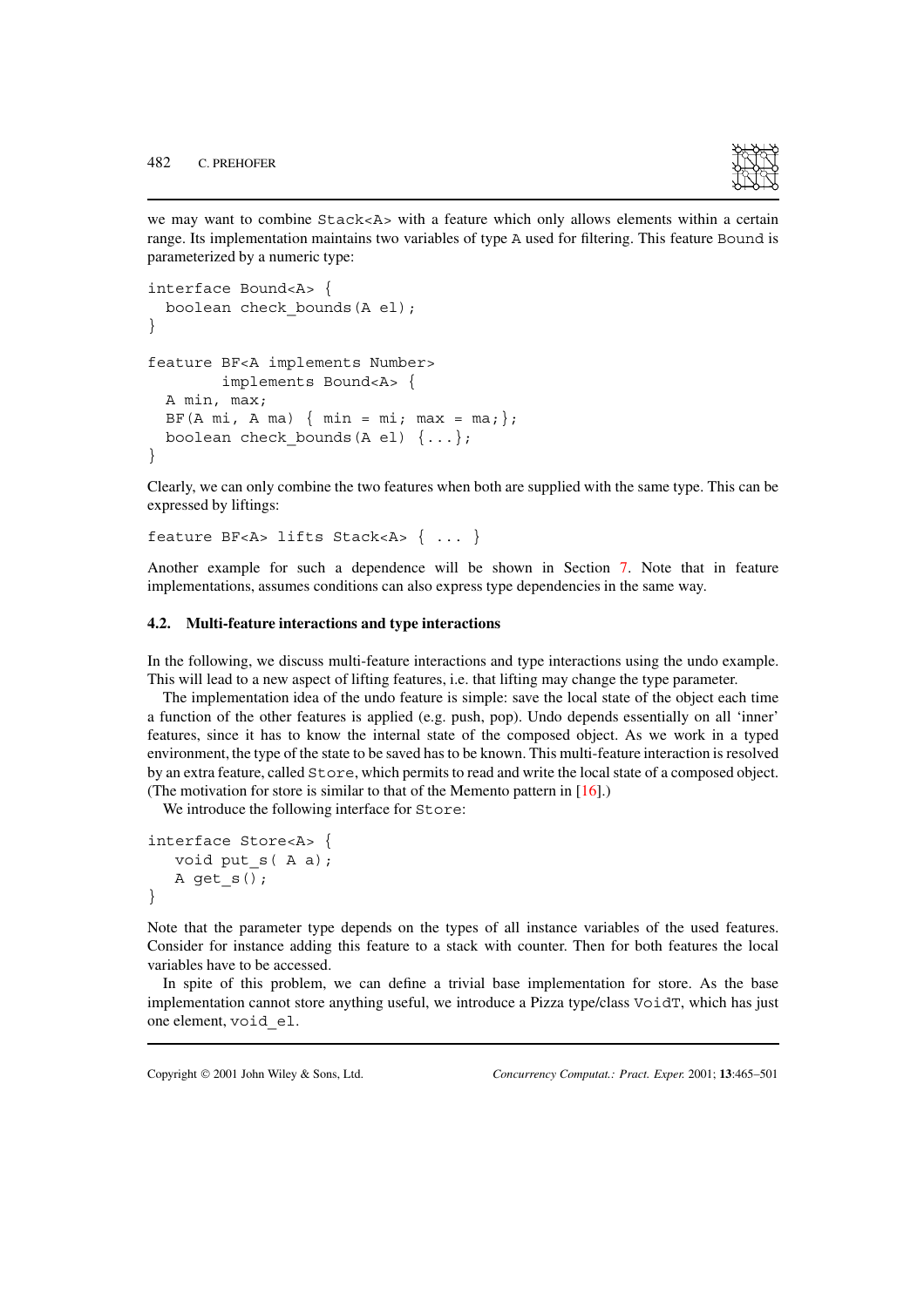we may want to combine `Stack<A>` with a feature which only allows elements within a certain range. Its implementation maintains two variables of type `A` used for filtering. This feature `Bound` is parameterized by a numeric type:

```
interface Bound<A> {
  boolean check_bounds(A el);
}

feature BF<A implements Number>
        implements Bound<A> {
  A min, max;
  BF(A mi, A ma) { min = mi; max = ma;};
  boolean check_bounds(A el) {...};
}
```

Clearly, we can only combine the two features when both are supplied with the same type. This can be expressed by liftings:

```
feature BF<A> lifts Stack<A> { ... }
```

Another example for such a dependence will be shown in Section 7. Note that in feature implementations, assumes conditions can also express type dependencies in the same way.

### 4.2. Multi-feature interactions and type interactions

In the following, we discuss multi-feature interactions and type interactions using the undo example. This will lead to a new aspect of lifting features, i.e. that lifting may change the type parameter.

The implementation idea of the undo feature is simple: save the local state of the object each time a function of the other features is applied (e.g. push, pop). Undo depends essentially on all 'inner' features, since it has to know the internal state of the composed object. As we work in a typed environment, the type of the state to be saved has to be known. This multi-feature interaction is resolved by an extra feature, called `Store`, which permits to read and write the local state of a composed object. (The motivation for store is similar to that of the Memento pattern in [16].)

We introduce the following interface for `Store`:

```
interface Store<A> {
   void put_s( A a);
   A get_s();
}
```

Note that the parameter type depends on the types of all instance variables of the used features. Consider for instance adding this feature to a stack with counter. Then for both features the local variables have to be accessed.

In spite of this problem, we can define a trivial base implementation for store. As the base implementation cannot store anything useful, we introduce a Pizza type/class `VoidT`, which has just one element, `void_el`.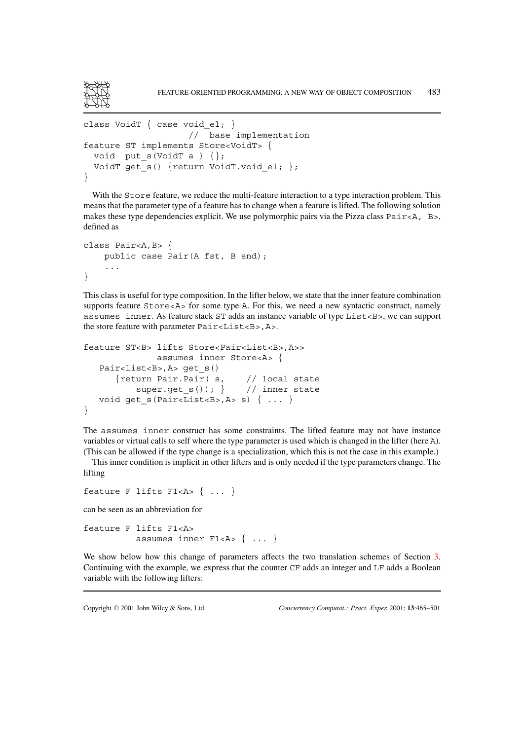```
class VoidT { case void_el; }
                    //  base implementation
feature ST implements Store<VoidT> {
  void  put_s(VoidT a ) {};
  VoidT get_s() {return VoidT.void_el; };
}
```

With the Store feature, we reduce the multi-feature interaction to a type interaction problem. This means that the parameter type of a feature has to change when a feature is lifted. The following solution makes these type dependencies explicit. We use polymorphic pairs via the Pizza class `Pair<A, B>`, defined as

```
class Pair<A,B> {
    public case Pair(A fst, B snd);
    ...
}
```

This class is useful for type composition. In the lifter below, we state that the inner feature combination supports feature `Store<A>` for some type A. For this, we need a new syntactic construct, namely `assumes inner`. As feature stack ST adds an instance variable of type `List<B>`, we can support the store feature with parameter `Pair<List<B>,A>`.

```
feature ST<B> lifts Store<Pair<List<B>,A>>
              assumes inner Store<A> {
   Pair<List<B>,A> get_s()
      {return Pair.Pair( s,    // local state
          super.get_s()); }    // inner state
   void get_s(Pair<List<B>,A> s) { ... }
}
```

The `assumes inner` construct has some constraints. The lifted feature may not have instance variables or virtual calls to self where the type parameter is used which is changed in the lifter (here A). (This can be allowed if the type change is a specialization, which this is not the case in this example.)

This inner condition is implicit in other lifters and is only needed if the type parameters change. The lifting

```
feature F lifts F1<A> { ... }
```

can be seen as an abbreviation for

```
feature F lifts F1<A>
          assumes inner F1<A> { ... }
```

We show below how this change of parameters affects the two translation schemes of Section 3. Continuing with the example, we express that the counter CF adds an integer and LF adds a Boolean variable with the following lifters: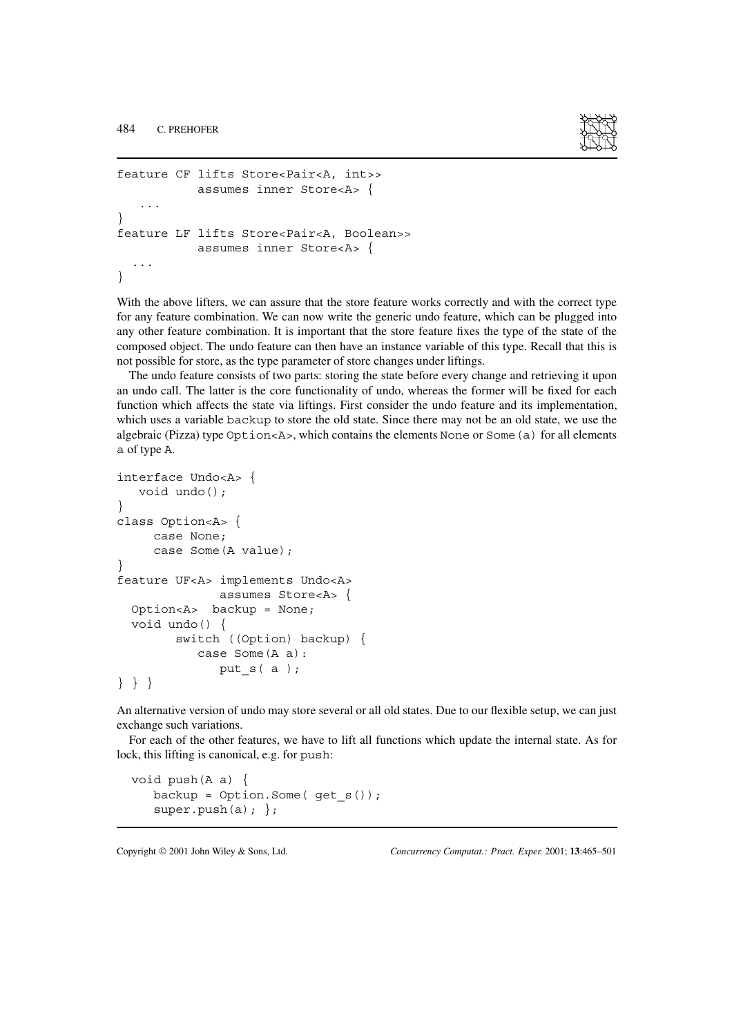```
feature CF lifts Store<Pair<A, int>>
           assumes inner Store<A> {
   ...
}
feature LF lifts Store<Pair<A, Boolean>>
           assumes inner Store<A> {
  ...
}
```

With the above lifters, we can assure that the store feature works correctly and with the correct type for any feature combination. We can now write the generic undo feature, which can be plugged into any other feature combination. It is important that the store feature fixes the type of the state of the composed object. The undo feature can then have an instance variable of this type. Recall that this is not possible for store, as the type parameter of store changes under liftings.

The undo feature consists of two parts: storing the state before every change and retrieving it upon an undo call. The latter is the core functionality of undo, whereas the former will be fixed for each function which affects the state via liftings. First consider the undo feature and its implementation, which uses a variable `backup` to store the old state. Since there may not be an old state, we use the algebraic (Pizza) type `Option<A>`, which contains the elements `None` or `Some(a)` for all elements `a` of type `A`.

```
interface Undo<A> {
   void undo();
}
class Option<A> {
     case None;
     case Some(A value);
}
feature UF<A> implements Undo<A>
              assumes Store<A> {
  Option<A>  backup = None;
  void undo() {
        switch ((Option) backup) {
           case Some(A a):
              put_s( a );
} } }
```

An alternative version of undo may store several or all old states. Due to our flexible setup, we can just exchange such variations.

For each of the other features, we have to lift all functions which update the internal state. As for lock, this lifting is canonical, e.g. for `push`:

```
  void push(A a) {
     backup = Option.Some( get_s());
     super.push(a); };
```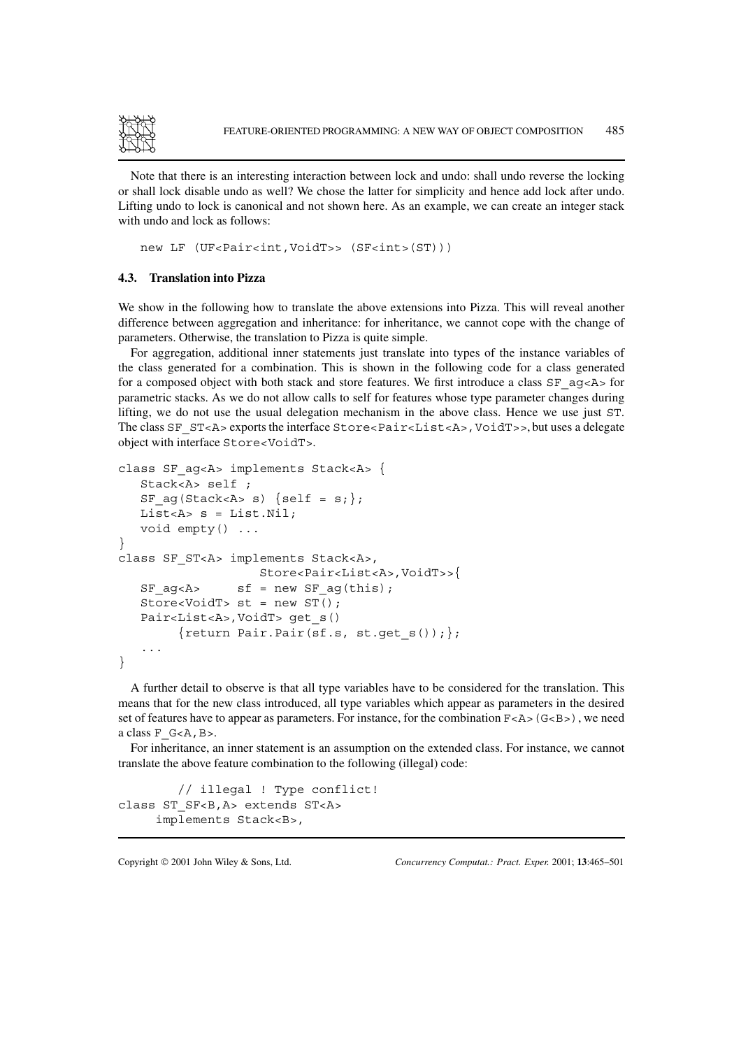Note that there is an interesting interaction between lock and undo: shall undo reverse the locking or shall lock disable undo as well? We chose the latter for simplicity and hence add lock after undo. Lifting undo to lock is canonical and not shown here. As an example, we can create an integer stack with undo and lock as follows:

```
new LF (UF<Pair<int,VoidT>> (SF<int>(ST)))
```

### 4.3. Translation into Pizza

We show in the following how to translate the above extensions into Pizza. This will reveal another difference between aggregation and inheritance: for inheritance, we cannot cope with the change of parameters. Otherwise, the translation to Pizza is quite simple.

For aggregation, additional inner statements just translate into types of the instance variables of the class generated for a combination. This is shown in the following code for a class generated for a composed object with both stack and store features. We first introduce a class `SF_ag<A>` for parametric stacks. As we do not allow calls to self for features whose type parameter changes during lifting, we do not use the usual delegation mechanism in the above class. Hence we use just `ST`. The class `SF_ST<A>` exports the interface `Store<Pair<List<A>,VoidT>>`, but uses a delegate object with interface `Store<VoidT>`.

```
class SF_ag<A> implements Stack<A> {
   Stack<A> self ;
   SF_ag(Stack<A> s) {self = s;};
   List<A> s = List.Nil;
   void empty() ...
}
class SF_ST<A> implements Stack<A>,
                  Store<Pair<List<A>,VoidT>>{
   SF_ag<A>     sf = new SF_ag(this);
   Store<VoidT> st = new ST();
   Pair<List<A>,VoidT> get_s()
        {return Pair.Pair(sf.s, st.get_s());};
   ...
}
```

A further detail to observe is that all type variables have to be considered for the translation. This means that for the new class introduced, all type variables which appear as parameters in the desired set of features have to appear as parameters. For instance, for the combination `F<A>(G<B>)`, we need a class `F_G<A,B>`.

For inheritance, an inner statement is an assumption on the extended class. For instance, we cannot translate the above feature combination to the following (illegal) code:

```
        // illegal ! Type conflict!
class ST_SF<B,A> extends ST<A>
     implements Stack<B>,
```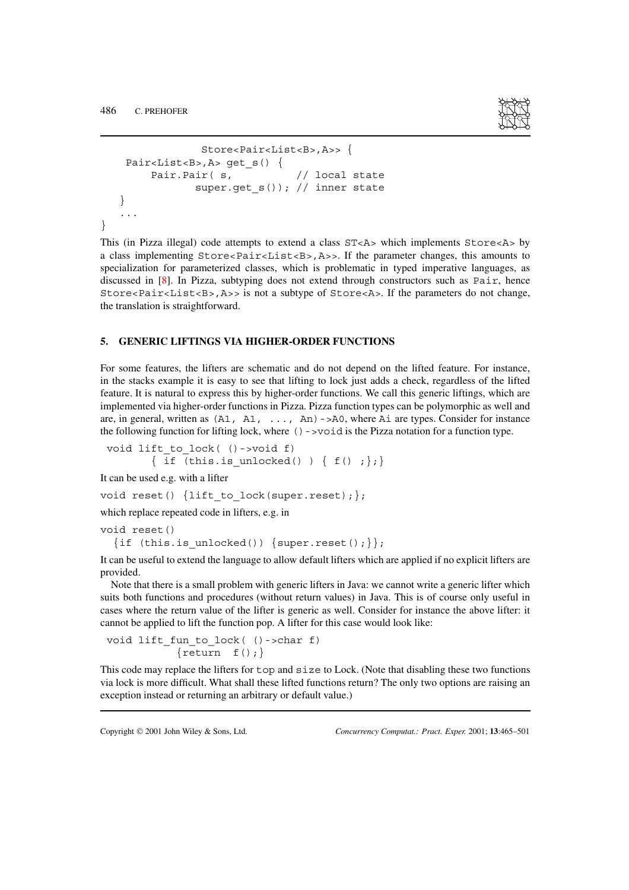```
              Store<Pair<List<B>,A>> {
   Pair<List<B>,A> get_s() {
       Pair.Pair( s,          // local state
              super.get_s()); // inner state
   }
   ...
}
```

This (in Pizza illegal) code attempts to extend a class `ST<A>` which implements `Store<A>` by a class implementing `Store<Pair<List<B>,A>>`. If the parameter changes, this amounts to specialization for parameterized classes, which is problematic in typed imperative languages, as discussed in [8]. In Pizza, subtyping does not extend through constructors such as `Pair`, hence `Store<Pair<List<B>,A>>` is not a subtype of `Store<A>`. If the parameters do not change, the translation is straightforward.

## 5. GENERIC LIFTINGS VIA HIGHER-ORDER FUNCTIONS

For some features, the lifters are schematic and do not depend on the lifted feature. For instance, in the stacks example it is easy to see that lifting to lock just adds a check, regardless of the lifted feature. It is natural to express this by higher-order functions. We call this generic liftings, which are implemented via higher-order functions in Pizza. Pizza function types can be polymorphic as well and are, in general, written as `(A1, A1, ..., An)->A0`, where `Ai` are types. Consider for instance the following function for lifting lock, where `()->void` is the Pizza notation for a function type.

```
void lift_to_lock( ()->void f)
      { if (this.is_unlocked() ) { f() ;};}
```

It can be used e.g. with a lifter

```
void reset() {lift_to_lock(super.reset);};
```

which replace repeated code in lifters, e.g. in

```
void reset()
  {if (this.is_unlocked()) {super.reset();}};
```

It can be useful to extend the language to allow default lifters which are applied if no explicit lifters are provided.

Note that there is a small problem with generic lifters in Java: we cannot write a generic lifter which suits both functions and procedures (without return values) in Java. This is of course only useful in cases where the return value of the lifter is generic as well. Consider for instance the above lifter: it cannot be applied to lift the function pop. A lifter for this case would look like:

```
void lift_fun_to_lock( ()->char f)
          {return  f();}
```

This code may replace the lifters for `top` and `size` to Lock. (Note that disabling these two functions via lock is more difficult. What shall these lifted functions return? The only two options are raising an exception instead or returning an arbitrary or default value.)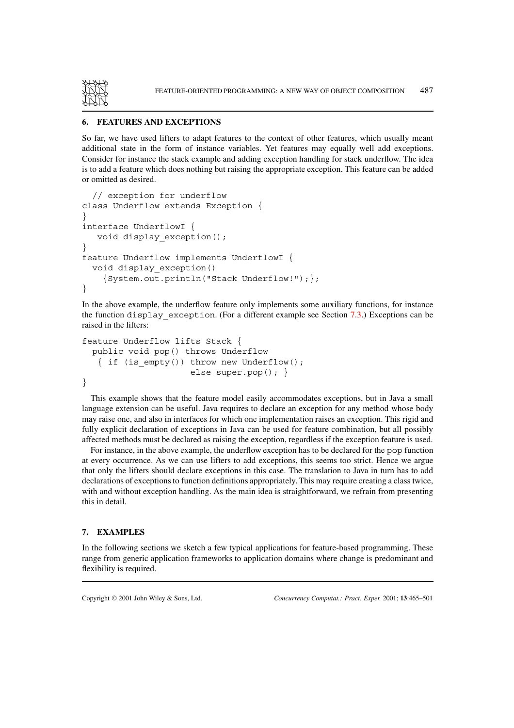## 6. FEATURES AND EXCEPTIONS

So far, we have used lifters to adapt features to the context of other features, which usually meant additional state in the form of instance variables. Yet features may equally well add exceptions. Consider for instance the stack example and adding exception handling for stack underflow. The idea is to add a feature which does nothing but raising the appropriate exception. This feature can be added or omitted as desired.

```
  // exception for underflow
class Underflow extends Exception {
}
interface UnderflowI {
   void display_exception();
}
feature Underflow implements UnderflowI {
  void display_exception()
    {System.out.println("Stack Underflow!");};
}
```

In the above example, the underflow feature only implements some auxiliary functions, for instance the function `display_exception`. (For a different example see Section 7.3.) Exceptions can be raised in the lifters:

```
feature Underflow lifts Stack {
  public void pop() throws Underflow
   { if (is_empty()) throw new Underflow();
                     else super.pop(); }
}
```

This example shows that the feature model easily accommodates exceptions, but in Java a small language extension can be useful. Java requires to declare an exception for any method whose body may raise one, and also in interfaces for which one implementation raises an exception. This rigid and fully explicit declaration of exceptions in Java can be used for feature combination, but all possibly affected methods must be declared as raising the exception, regardless if the exception feature is used.

For instance, in the above example, the underflow exception has to be declared for the `pop` function at every occurrence. As we can use lifters to add exceptions, this seems too strict. Hence we argue that only the lifters should declare exceptions in this case. The translation to Java in turn has to add declarations of exceptions to function definitions appropriately. This may require creating a class twice, with and without exception handling. As the main idea is straightforward, we refrain from presenting this in detail.

## 7. EXAMPLES

In the following sections we sketch a few typical applications for feature-based programming. These range from generic application frameworks to application domains where change is predominant and flexibility is required.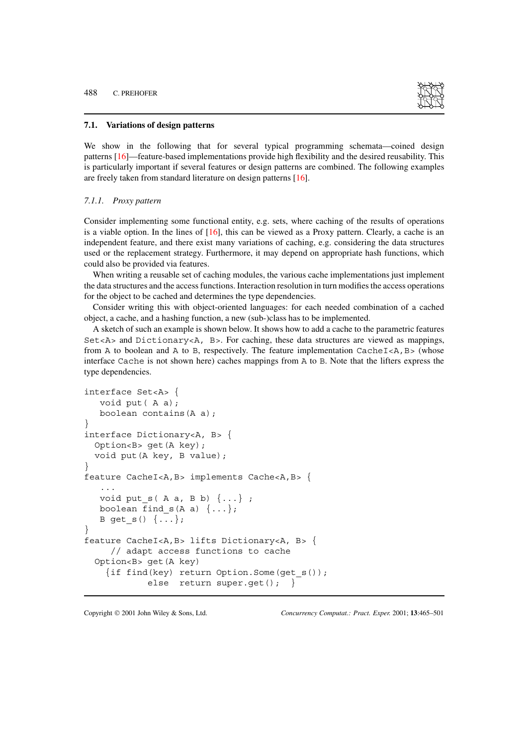### 7.1. Variations of design patterns

We show in the following that for several typical programming schemata—coined design patterns [16]—feature-based implementations provide high flexibility and the desired reusability. This is particularly important if several features or design patterns are combined. The following examples are freely taken from standard literature on design patterns [16].

#### *7.1.1. Proxy pattern*

Consider implementing some functional entity, e.g. sets, where caching of the results of operations is a viable option. In the lines of [16], this can be viewed as a Proxy pattern. Clearly, a cache is an independent feature, and there exist many variations of caching, e.g. considering the data structures used or the replacement strategy. Furthermore, it may depend on appropriate hash functions, which could also be provided via features.

When writing a reusable set of caching modules, the various cache implementations just implement the data structures and the access functions. Interaction resolution in turn modifies the access operations for the object to be cached and determines the type dependencies.

Consider writing this with object-oriented languages: for each needed combination of a cached object, a cache, and a hashing function, a new (sub-)class has to be implemented.

A sketch of such an example is shown below. It shows how to add a cache to the parametric features `Set<A>` and `Dictionary<A, B>`. For caching, these data structures are viewed as mappings, from `A` to boolean and `A` to `B`, respectively. The feature implementation `CacheI<A,B>` (whose interface `Cache` is not shown here) caches mappings from `A` to `B`. Note that the lifters express the type dependencies.

```
interface Set<A> {
   void put( A a);
   boolean contains(A a);
}
interface Dictionary<A, B> {
  Option<B> get(A key);
  void put(A key, B value);
}
feature CacheI<A,B> implements Cache<A,B> {
   ...
   void put_s( A a, B b) {...} ;
   boolean find_s(A a) {...};
   B get_s() {...};
}
feature CacheI<A,B> lifts Dictionary<A, B> {
     // adapt access functions to cache
  Option<B> get(A key)
    {if find(key) return Option.Some(get_s());
            else  return super.get();  }
```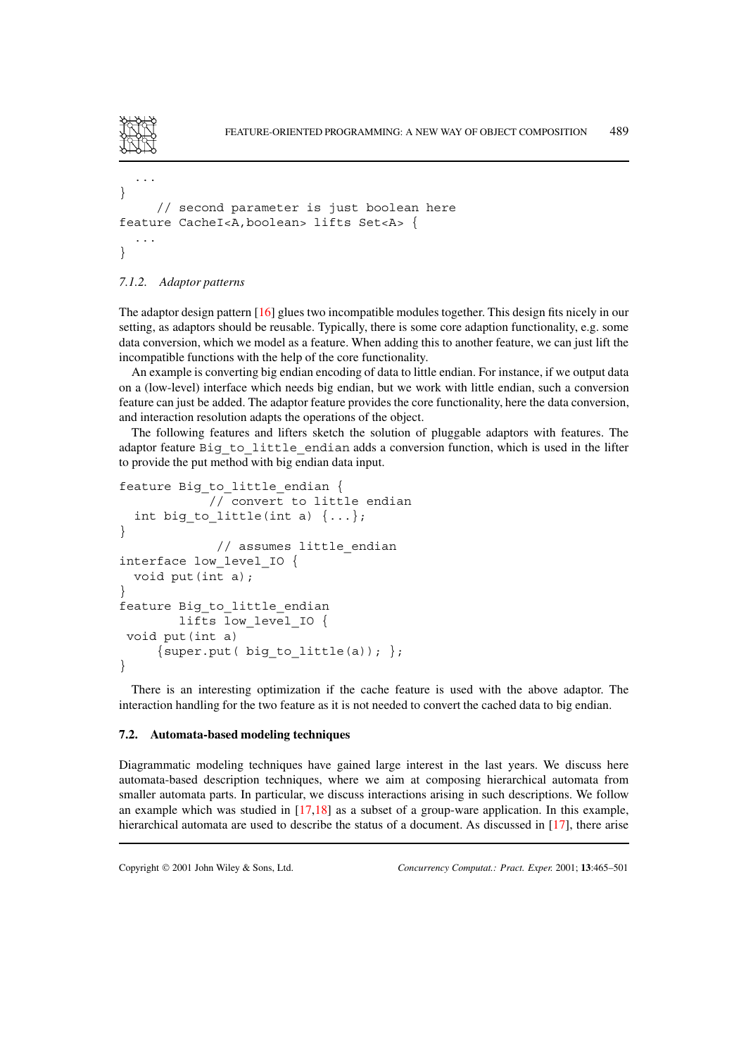```
  ...
}
     // second parameter is just boolean here
feature CacheI<A,boolean> lifts Set<A> {
  ...
}
```

#### 7.1.2. *Adaptor patterns*

The adaptor design pattern [16] glues two incompatible modules together. This design fits nicely in our setting, as adaptors should be reusable. Typically, there is some core adaption functionality, e.g. some data conversion, which we model as a feature. When adding this to another feature, we can just lift the incompatible functions with the help of the core functionality.

An example is converting big endian encoding of data to little endian. For instance, if we output data on a (low-level) interface which needs big endian, but we work with little endian, such a conversion feature can just be added. The adaptor feature provides the core functionality, here the data conversion, and interaction resolution adapts the operations of the object.

The following features and lifters sketch the solution of pluggable adaptors with features. The adaptor feature `Big_to_little_endian` adds a conversion function, which is used in the lifter to provide the put method with big endian data input.

```
feature Big_to_little_endian {
            // convert to little endian
  int big_to_little(int a) {...};
}
             // assumes little_endian
interface low_level_IO {
  void put(int a);
}
feature Big_to_little_endian
        lifts low_level_IO {
 void put(int a)
     {super.put( big_to_little(a)); };
}
```

There is an interesting optimization if the cache feature is used with the above adaptor. The interaction handling for the two feature as it is not needed to convert the cached data to big endian.

### 7.2. Automata-based modeling techniques

Diagrammatic modeling techniques have gained large interest in the last years. We discuss here automata-based description techniques, where we aim at composing hierarchical automata from smaller automata parts. In particular, we discuss interactions arising in such descriptions. We follow an example which was studied in [17,18] as a subset of a group-ware application. In this example, hierarchical automata are used to describe the status of a document. As discussed in [17], there arise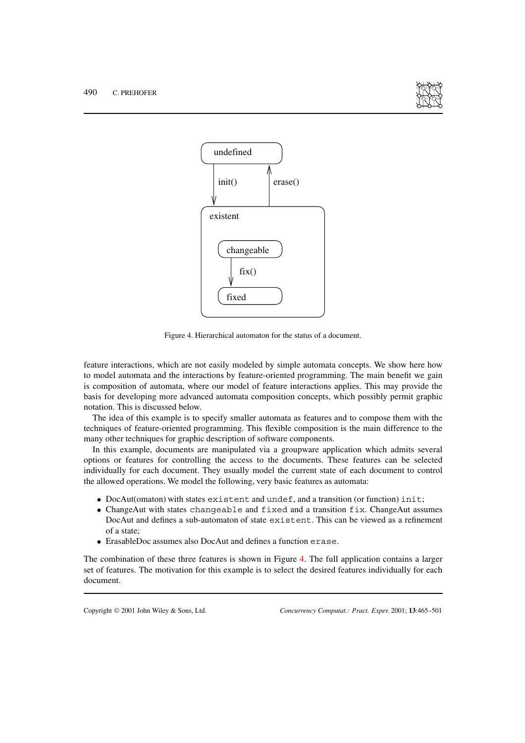Figure 4. Hierarchical automaton for the status of a document.

feature interactions, which are not easily modeled by simple automata concepts. We show here how to model automata and the interactions by feature-oriented programming. The main benefit we gain is composition of automata, where our model of feature interactions applies. This may provide the basis for developing more advanced automata composition concepts, which possibly permit graphic notation. This is discussed below.

The idea of this example is to specify smaller automata as features and to compose them with the techniques of feature-oriented programming. This flexible composition is the main difference to the many other techniques for graphic description of software components.

In this example, documents are manipulated via a groupware application which admits several options or features for controlling the access to the documents. These features can be selected individually for each document. They usually model the current state of each document to control the allowed operations. We model the following, very basic features as automata:

- DocAut(omaton) with states `existent` and `undef`, and a transition (or function) `init`;
- ChangeAut with states `changeable` and `fixed` and a transition `fix`. ChangeAut assumes DocAut and defines a sub-automaton of state `existent`. This can be viewed as a refinement of a state;
- ErasableDoc assumes also DocAut and defines a function `erase`.

The combination of these three features is shown in Figure 4. The full application contains a larger set of features. The motivation for this example is to select the desired features individually for each document.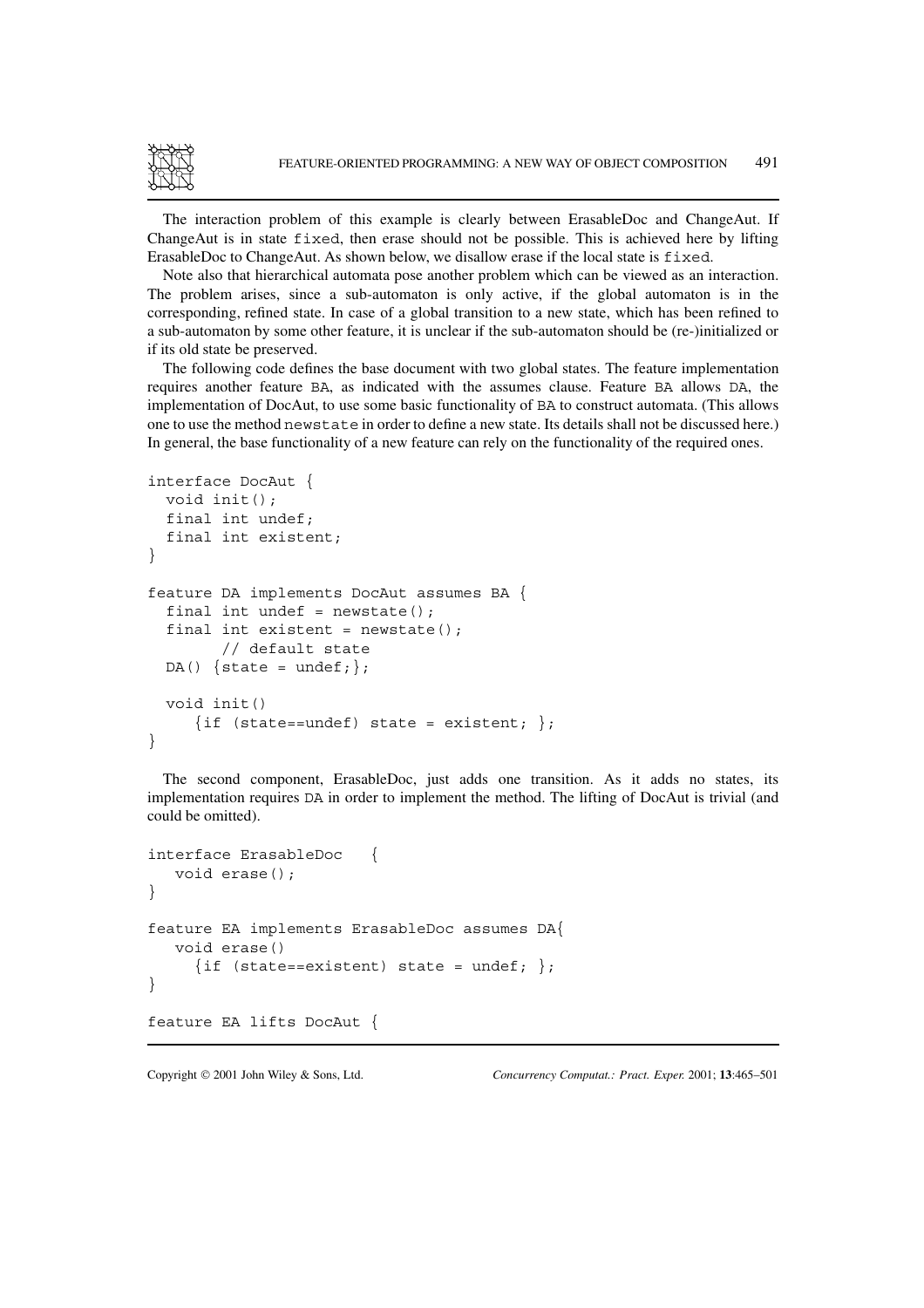The interaction problem of this example is clearly between ErasableDoc and ChangeAut. If ChangeAut is in state `fixed`, then erase should not be possible. This is achieved here by lifting ErasableDoc to ChangeAut. As shown below, we disallow erase if the local state is `fixed`.

Note also that hierarchical automata pose another problem which can be viewed as an interaction. The problem arises, since a sub-automaton is only active, if the global automaton is in the corresponding, refined state. In case of a global transition to a new state, which has been refined to a sub-automaton by some other feature, it is unclear if the sub-automaton should be (re-)initialized or if its old state be preserved.

The following code defines the base document with two global states. The feature implementation requires another feature `BA`, as indicated with the assumes clause. Feature `BA` allows `DA`, the implementation of DocAut, to use some basic functionality of `BA` to construct automata. (This allows one to use the method `newstate` in order to define a new state. Its details shall not be discussed here.) In general, the base functionality of a new feature can rely on the functionality of the required ones.

```
interface DocAut {
  void init();
  final int undef;
  final int existent;
}

feature DA implements DocAut assumes BA {
  final int undef = newstate();
  final int existent = newstate();
        // default state
  DA() {state = undef;};

  void init()
     {if (state==undef) state = existent; };
}
```

The second component, ErasableDoc, just adds one transition. As it adds no states, its implementation requires `DA` in order to implement the method. The lifting of DocAut is trivial (and could be omitted).

```
interface ErasableDoc   {
   void erase();
}

feature EA implements ErasableDoc assumes DA{
   void erase()
     {if (state==existent) state = undef; };
}

feature EA lifts DocAut {
```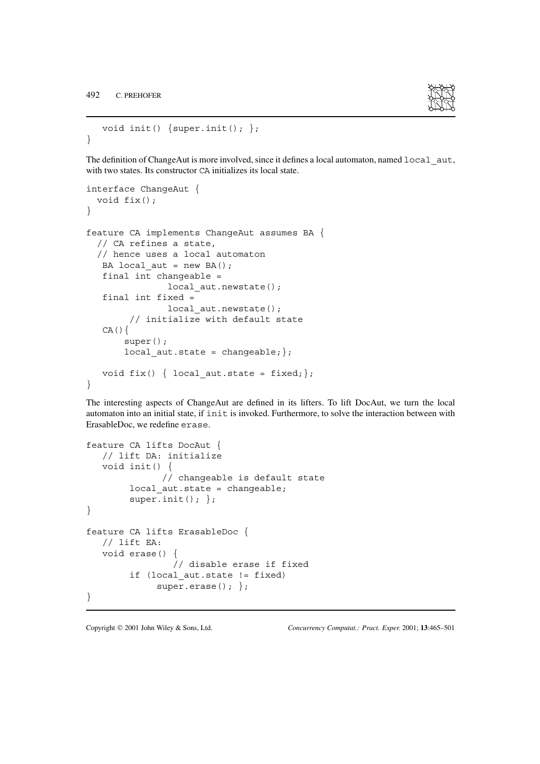```
   void init() {super.init(); };
}
```

The definition of ChangeAut is more involved, since it defines a local automaton, named `local_aut`, with two states. Its constructor `CA` initializes its local state.

```
interface ChangeAut {
  void fix();
}

feature CA implements ChangeAut assumes BA {
  // CA refines a state,
  // hence uses a local automaton
   BA local_aut = new BA();
   final int changeable =
              local_aut.newstate();
   final int fixed =
              local_aut.newstate();
        // initialize with default state
   CA(){
       super();
       local_aut.state = changeable;};

   void fix() { local_aut.state = fixed;};
}
```

The interesting aspects of ChangeAut are defined in its lifters. To lift DocAut, we turn the local automaton into an initial state, if `init` is invoked. Furthermore, to solve the interaction between with ErasableDoc, we redefine `erase`.

```
feature CA lifts DocAut {
   // lift DA: initialize
   void init() {
              // changeable is default state
        local_aut.state = changeable;
        super.init(); };
}

feature CA lifts ErasableDoc {
   // lift EA:
   void erase() {
               // disable erase if fixed
        if (local_aut.state != fixed)
             super.erase(); };
}
```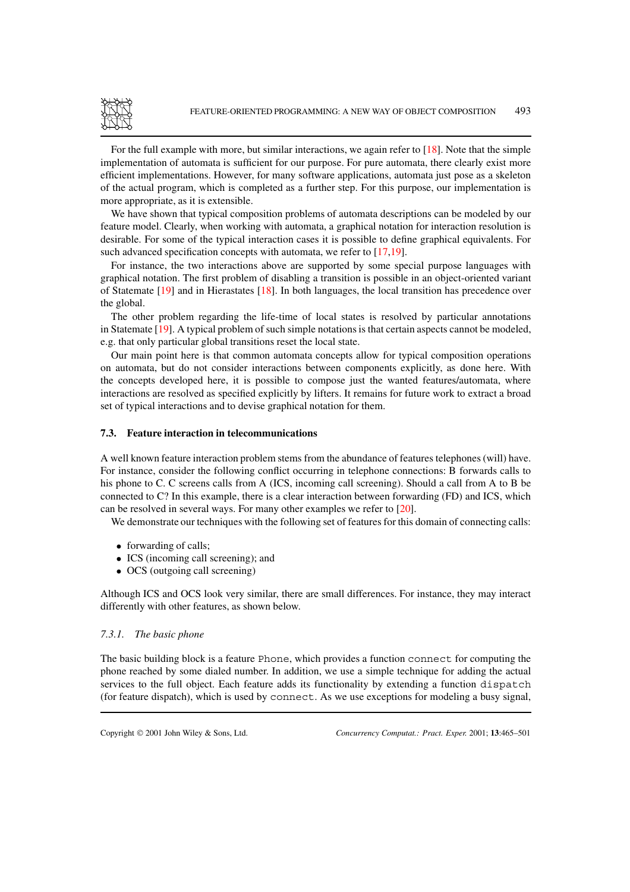For the full example with more, but similar interactions, we again refer to [18]. Note that the simple implementation of automata is sufficient for our purpose. For pure automata, there clearly exist more efficient implementations. However, for many software applications, automata just pose as a skeleton of the actual program, which is completed as a further step. For this purpose, our implementation is more appropriate, as it is extensible.

We have shown that typical composition problems of automata descriptions can be modeled by our feature model. Clearly, when working with automata, a graphical notation for interaction resolution is desirable. For some of the typical interaction cases it is possible to define graphical equivalents. For such advanced specification concepts with automata, we refer to [17,19].

For instance, the two interactions above are supported by some special purpose languages with graphical notation. The first problem of disabling a transition is possible in an object-oriented variant of Statemate [19] and in Hierastates [18]. In both languages, the local transition has precedence over the global.

The other problem regarding the life-time of local states is resolved by particular annotations in Statemate [19]. A typical problem of such simple notations is that certain aspects cannot be modeled, e.g. that only particular global transitions reset the local state.

Our main point here is that common automata concepts allow for typical composition operations on automata, but do not consider interactions between components explicitly, as done here. With the concepts developed here, it is possible to compose just the wanted features/automata, where interactions are resolved as specified explicitly by lifters. It remains for future work to extract a broad set of typical interactions and to devise graphical notation for them.

### 7.3. Feature interaction in telecommunications

A well known feature interaction problem stems from the abundance of features telephones (will) have. For instance, consider the following conflict occurring in telephone connections: B forwards calls to his phone to C. C screens calls from A (ICS, incoming call screening). Should a call from A to B be connected to C? In this example, there is a clear interaction between forwarding (FD) and ICS, which can be resolved in several ways. For many other examples we refer to [20].

We demonstrate our techniques with the following set of features for this domain of connecting calls:

- forwarding of calls;
- ICS (incoming call screening); and
- OCS (outgoing call screening)

Although ICS and OCS look very similar, there are small differences. For instance, they may interact differently with other features, as shown below.

#### *7.3.1. The basic phone*

The basic building block is a feature `Phone`, which provides a function `connect` for computing the phone reached by some dialed number. In addition, we use a simple technique for adding the actual services to the full object. Each feature adds its functionality by extending a function `dispatch` (for feature dispatch), which is used by `connect`. As we use exceptions for modeling a busy signal,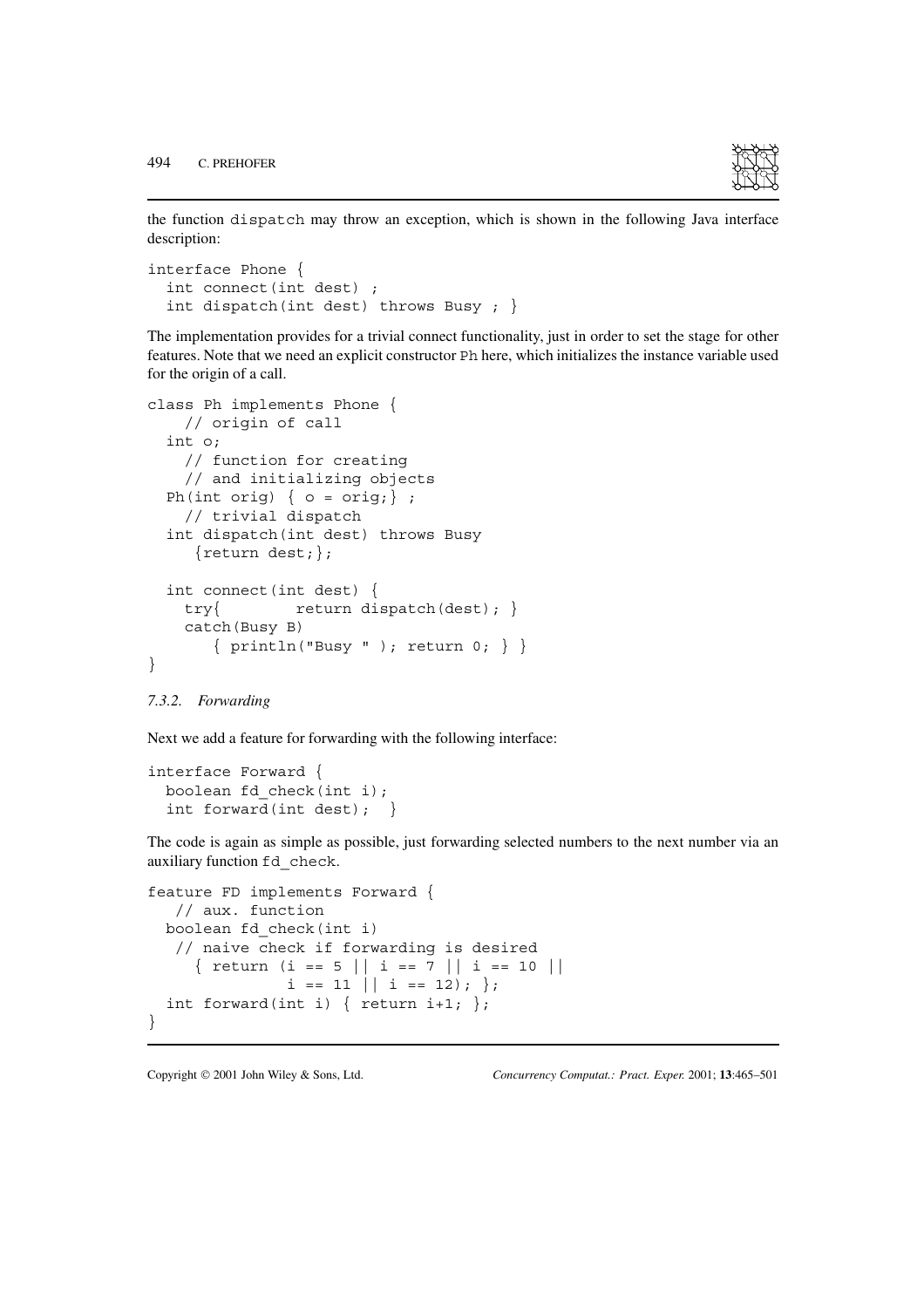the function dispatch may throw an exception, which is shown in the following Java interface description:

```
interface Phone {
  int connect(int dest) ;
  int dispatch(int dest) throws Busy ; }
```

The implementation provides for a trivial connect functionality, just in order to set the stage for other features. Note that we need an explicit constructor Ph here, which initializes the instance variable used for the origin of a call.

```
class Ph implements Phone {
    // origin of call
  int o;
    // function for creating
    // and initializing objects
  Ph(int orig) { o = orig;} ;
    // trivial dispatch
  int dispatch(int dest) throws Busy
     {return dest;};

  int connect(int dest) {
    try{        return dispatch(dest); }
    catch(Busy B)
       { println("Busy " ); return 0; } }
}
```

*7.3.2. Forwarding*

Next we add a feature for forwarding with the following interface:

```
interface Forward {
  boolean fd_check(int i);
  int forward(int dest);  }
```

The code is again as simple as possible, just forwarding selected numbers to the next number via an auxiliary function fd_check.

```
feature FD implements Forward {
   // aux. function
  boolean fd_check(int i)
   // naive check if forwarding is desired
     { return (i == 5 || i == 7 || i == 10 ||
               i == 11 || i == 12); };
  int forward(int i) { return i+1; };
}
```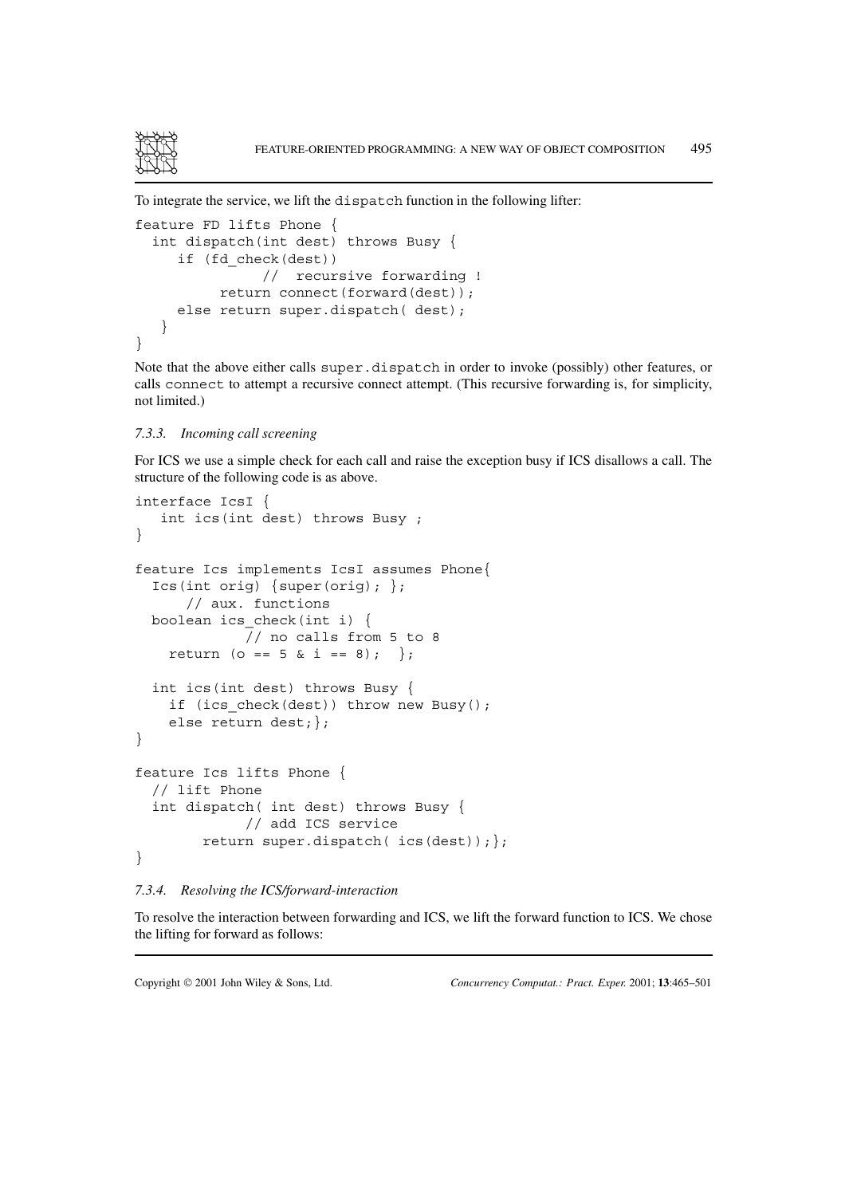To integrate the service, we lift the `dispatch` function in the following lifter:

```
feature FD lifts Phone {
  int dispatch(int dest) throws Busy {
     if (fd_check(dest))
              //  recursive forwarding !
          return connect(forward(dest));
     else return super.dispatch( dest);
   }
}
```

Note that the above either calls `super.dispatch` in order to invoke (possibly) other features, or calls `connect` to attempt a recursive connect attempt. (This recursive forwarding is, for simplicity, not limited.)

#### 7.3.3. *Incoming call screening*

For ICS we use a simple check for each call and raise the exception busy if ICS disallows a call. The structure of the following code is as above.

```
interface IcsI {
   int ics(int dest) throws Busy ;
}

feature Ics implements IcsI assumes Phone{
  Ics(int orig) {super(orig); };
      // aux. functions
  boolean ics_check(int i) {
             // no calls from 5 to 8
    return (o == 5 & i == 8);  };

  int ics(int dest) throws Busy {
    if (ics_check(dest)) throw new Busy();
    else return dest;};
}

feature Ics lifts Phone {
  // lift Phone
  int dispatch( int dest) throws Busy {
             // add ICS service
        return super.dispatch( ics(dest));};
}
```

#### 7.3.4. *Resolving the ICS/forward-interaction*

To resolve the interaction between forwarding and ICS, we lift the forward function to ICS. We chose the lifting for forward as follows: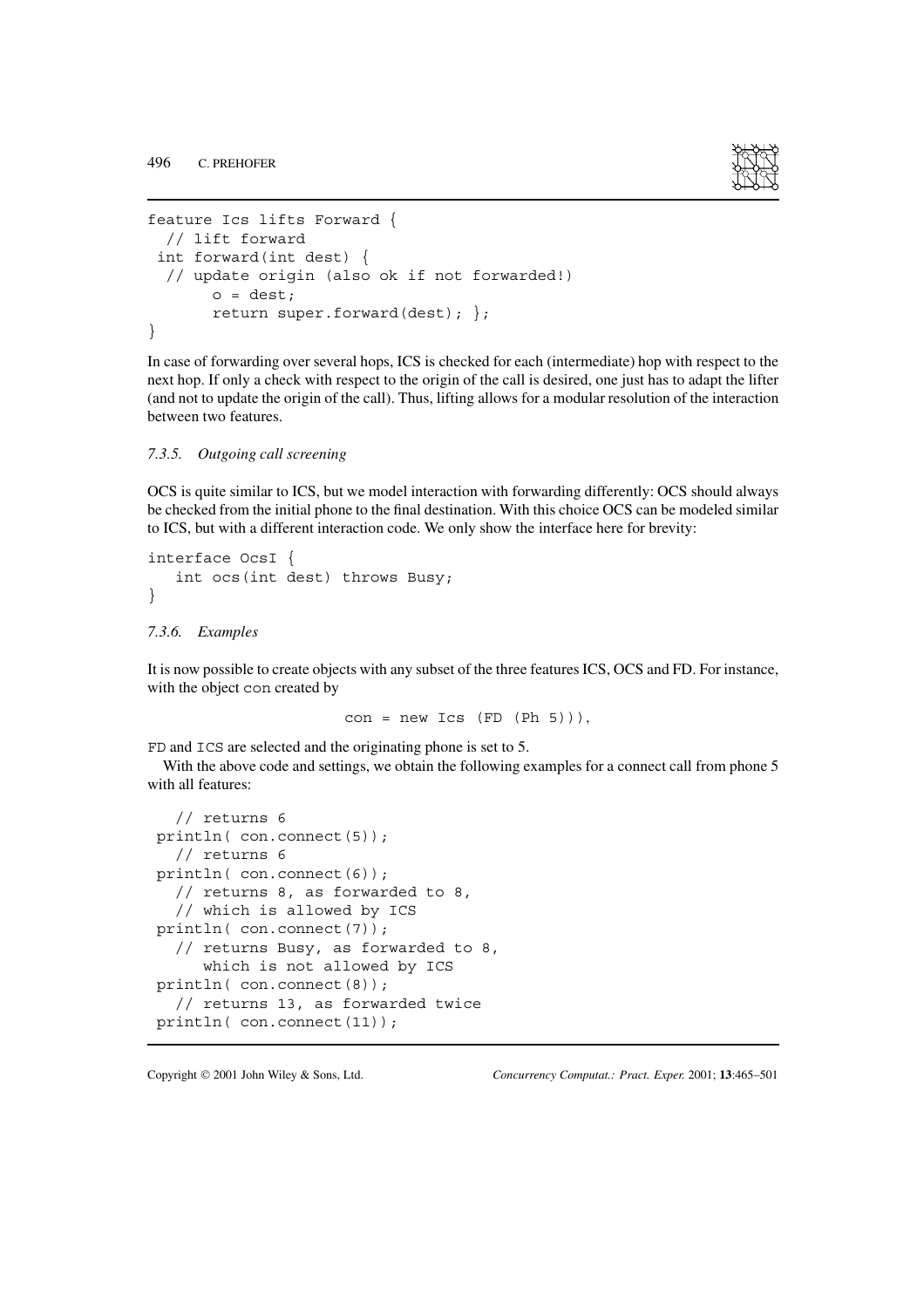```
feature Ics lifts Forward {
  // lift forward
 int forward(int dest) {
  // update origin (also ok if not forwarded!)
       o = dest;
       return super.forward(dest); };
}
```

In case of forwarding over several hops, ICS is checked for each (intermediate) hop with respect to the next hop. If only a check with respect to the origin of the call is desired, one just has to adapt the lifter (and not to update the origin of the call). Thus, lifting allows for a modular resolution of the interaction between two features.

#### *7.3.5. Outgoing call screening*

OCS is quite similar to ICS, but we model interaction with forwarding differently: OCS should always be checked from the initial phone to the final destination. With this choice OCS can be modeled similar to ICS, but with a different interaction code. We only show the interface here for brevity:

```
interface OcsI {
   int ocs(int dest) throws Busy;
}
```

#### *7.3.6. Examples*

It is now possible to create objects with any subset of the three features ICS, OCS and FD. For instance, with the object `con` created by

```
con = new Ics (FD (Ph 5))),
```

`FD` and `ICS` are selected and the originating phone is set to 5.

With the above code and settings, we obtain the following examples for a connect call from phone 5 with all features:

```
   // returns 6
 println( con.connect(5));
   // returns 6
 println( con.connect(6));
   // returns 8, as forwarded to 8,
   // which is allowed by ICS
 println( con.connect(7));
   // returns Busy, as forwarded to 8,
      which is not allowed by ICS
 println( con.connect(8));
   // returns 13, as forwarded twice
 println( con.connect(11));
```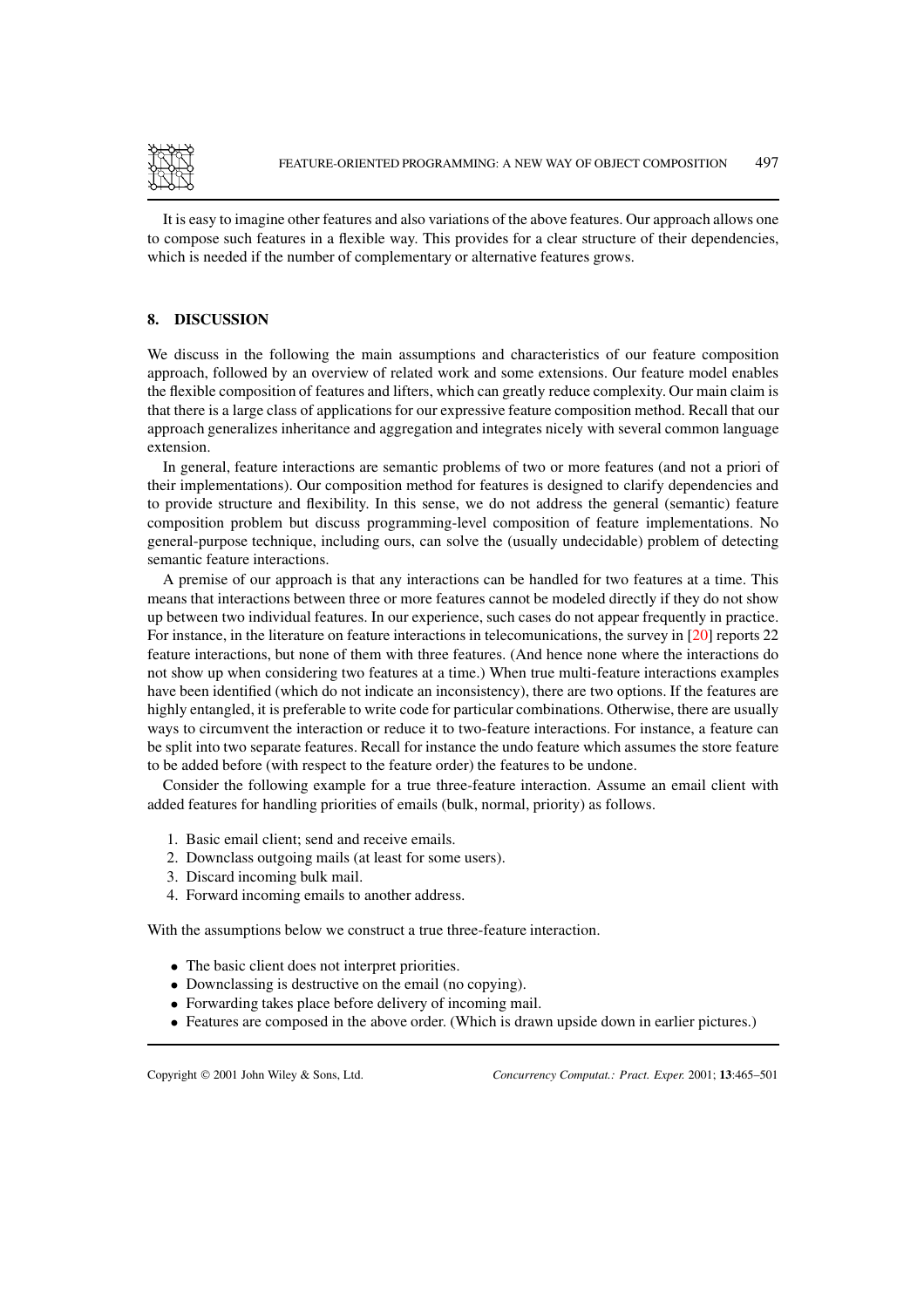It is easy to imagine other features and also variations of the above features. Our approach allows one to compose such features in a flexible way. This provides for a clear structure of their dependencies, which is needed if the number of complementary or alternative features grows.

## 8. DISCUSSION

We discuss in the following the main assumptions and characteristics of our feature composition approach, followed by an overview of related work and some extensions. Our feature model enables the flexible composition of features and lifters, which can greatly reduce complexity. Our main claim is that there is a large class of applications for our expressive feature composition method. Recall that our approach generalizes inheritance and aggregation and integrates nicely with several common language extension.

In general, feature interactions are semantic problems of two or more features (and not a priori of their implementations). Our composition method for features is designed to clarify dependencies and to provide structure and flexibility. In this sense, we do not address the general (semantic) feature composition problem but discuss programming-level composition of feature implementations. No general-purpose technique, including ours, can solve the (usually undecidable) problem of detecting semantic feature interactions.

A premise of our approach is that any interactions can be handled for two features at a time. This means that interactions between three or more features cannot be modeled directly if they do not show up between two individual features. In our experience, such cases do not appear frequently in practice. For instance, in the literature on feature interactions in telecomunications, the survey in [20] reports 22 feature interactions, but none of them with three features. (And hence none where the interactions do not show up when considering two features at a time.) When true multi-feature interactions examples have been identified (which do not indicate an inconsistency), there are two options. If the features are highly entangled, it is preferable to write code for particular combinations. Otherwise, there are usually ways to circumvent the interaction or reduce it to two-feature interactions. For instance, a feature can be split into two separate features. Recall for instance the undo feature which assumes the store feature to be added before (with respect to the feature order) the features to be undone.

Consider the following example for a true three-feature interaction. Assume an email client with added features for handling priorities of emails (bulk, normal, priority) as follows.

1. Basic email client; send and receive emails.
2. Downclass outgoing mails (at least for some users).
3. Discard incoming bulk mail.
4. Forward incoming emails to another address.

With the assumptions below we construct a true three-feature interaction.

- The basic client does not interpret priorities.
- Downclassing is destructive on the email (no copying).
- Forwarding takes place before delivery of incoming mail.
- Features are composed in the above order. (Which is drawn upside down in earlier pictures.)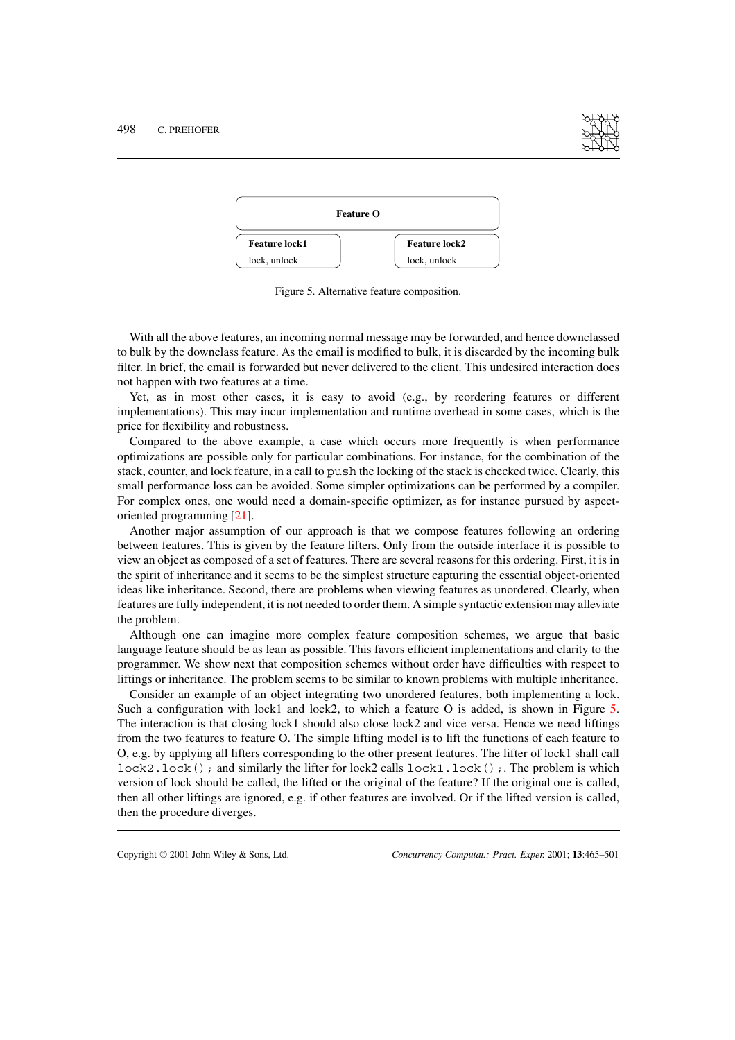Feature O

Feature lock1
lock, unlock

Feature lock2
lock, unlock

Figure 5. Alternative feature composition.

With all the above features, an incoming normal message may be forwarded, and hence downclassed to bulk by the downclass feature. As the email is modified to bulk, it is discarded by the incoming bulk filter. In brief, the email is forwarded but never delivered to the client. This undesired interaction does not happen with two features at a time.

Yet, as in most other cases, it is easy to avoid (e.g., by reordering features or different implementations). This may incur implementation and runtime overhead in some cases, which is the price for flexibility and robustness.

Compared to the above example, a case which occurs more frequently is when performance optimizations are possible only for particular combinations. For instance, for the combination of the stack, counter, and lock feature, in a call to `push` the locking of the stack is checked twice. Clearly, this small performance loss can be avoided. Some simpler optimizations can be performed by a compiler. For complex ones, one would need a domain-specific optimizer, as for instance pursued by aspect-oriented programming [21].

Another major assumption of our approach is that we compose features following an ordering between features. This is given by the feature lifters. Only from the outside interface it is possible to view an object as composed of a set of features. There are several reasons for this ordering. First, it is in the spirit of inheritance and it seems to be the simplest structure capturing the essential object-oriented ideas like inheritance. Second, there are problems when viewing features as unordered. Clearly, when features are fully independent, it is not needed to order them. A simple syntactic extension may alleviate the problem.

Although one can imagine more complex feature composition schemes, we argue that basic language feature should be as lean as possible. This favors efficient implementations and clarity to the programmer. We show next that composition schemes without order have difficulties with respect to liftings or inheritance. The problem seems to be similar to known problems with multiple inheritance.

Consider an example of an object integrating two unordered features, both implementing a lock. Such a configuration with lock1 and lock2, to which a feature O is added, is shown in Figure 5. The interaction is that closing lock1 should also close lock2 and vice versa. Hence we need liftings from the two features to feature O. The simple lifting model is to lift the functions of each feature to O, e.g. by applying all lifters corresponding to the other present features. The lifter of lock1 shall call `lock2.lock();` and similarly the lifter for lock2 calls `lock1.lock();`. The problem is which version of lock should be called, the lifted or the original of the feature? If the original one is called, then all other liftings are ignored, e.g. if other features are involved. Or if the lifted version is called, then the procedure diverges.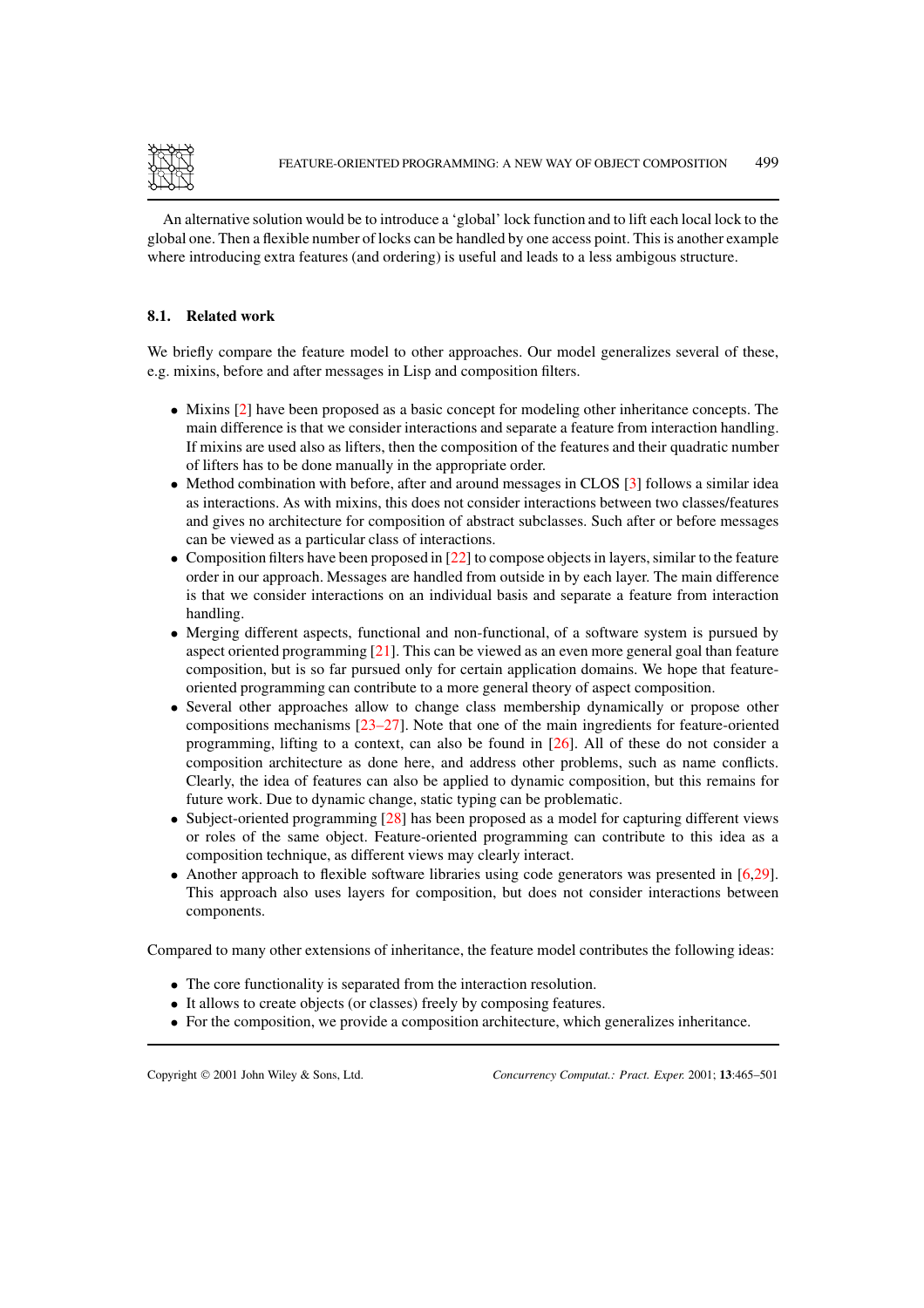An alternative solution would be to introduce a 'global' lock function and to lift each local lock to the global one. Then a flexible number of locks can be handled by one access point. This is another example where introducing extra features (and ordering) is useful and leads to a less ambigous structure.

### 8.1. Related work

We briefly compare the feature model to other approaches. Our model generalizes several of these, e.g. mixins, before and after messages in Lisp and composition filters.

- Mixins [2] have been proposed as a basic concept for modeling other inheritance concepts. The main difference is that we consider interactions and separate a feature from interaction handling. If mixins are used also as lifters, then the composition of the features and their quadratic number of lifters has to be done manually in the appropriate order.
- Method combination with before, after and around messages in CLOS [3] follows a similar idea as interactions. As with mixins, this does not consider interactions between two classes/features and gives no architecture for composition of abstract subclasses. Such after or before messages can be viewed as a particular class of interactions.
- Composition filters have been proposed in [22] to compose objects in layers, similar to the feature order in our approach. Messages are handled from outside in by each layer. The main difference is that we consider interactions on an individual basis and separate a feature from interaction handling.
- Merging different aspects, functional and non-functional, of a software system is pursued by aspect oriented programming [21]. This can be viewed as an even more general goal than feature composition, but is so far pursued only for certain application domains. We hope that feature-oriented programming can contribute to a more general theory of aspect composition.
- Several other approaches allow to change class membership dynamically or propose other compositions mechanisms [23–27]. Note that one of the main ingredients for feature-oriented programming, lifting to a context, can also be found in [26]. All of these do not consider a composition architecture as done here, and address other problems, such as name conflicts. Clearly, the idea of features can also be applied to dynamic composition, but this remains for future work. Due to dynamic change, static typing can be problematic.
- Subject-oriented programming [28] has been proposed as a model for capturing different views or roles of the same object. Feature-oriented programming can contribute to this idea as a composition technique, as different views may clearly interact.
- Another approach to flexible software libraries using code generators was presented in [6,29]. This approach also uses layers for composition, but does not consider interactions between components.

Compared to many other extensions of inheritance, the feature model contributes the following ideas:

- The core functionality is separated from the interaction resolution.
- It allows to create objects (or classes) freely by composing features.
- For the composition, we provide a composition architecture, which generalizes inheritance.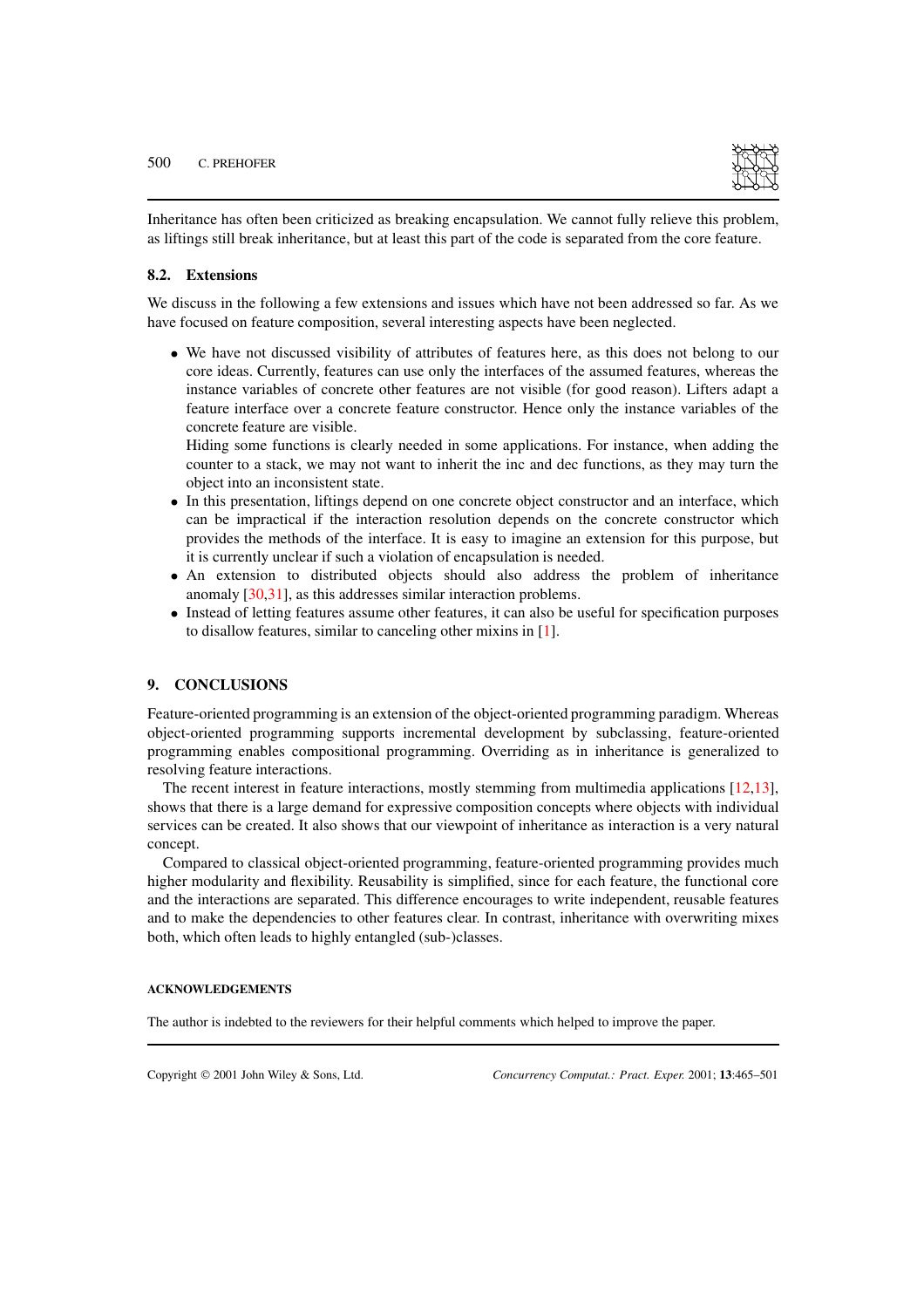Inheritance has often been criticized as breaking encapsulation. We cannot fully relieve this problem, as liftings still break inheritance, but at least this part of the code is separated from the core feature.

### 8.2. Extensions

We discuss in the following a few extensions and issues which have not been addressed so far. As we have focused on feature composition, several interesting aspects have been neglected.

- We have not discussed visibility of attributes of features here, as this does not belong to our core ideas. Currently, features can use only the interfaces of the assumed features, whereas the instance variables of concrete other features are not visible (for good reason). Lifters adapt a feature interface over a concrete feature constructor. Hence only the instance variables of the concrete feature are visible.
  Hiding some functions is clearly needed in some applications. For instance, when adding the counter to a stack, we may not want to inherit the inc and dec functions, as they may turn the object into an inconsistent state.
- In this presentation, liftings depend on one concrete object constructor and an interface, which can be impractical if the interaction resolution depends on the concrete constructor which provides the methods of the interface. It is easy to imagine an extension for this purpose, but it is currently unclear if such a violation of encapsulation is needed.
- An extension to distributed objects should also address the problem of inheritance anomaly [30,31], as this addresses similar interaction problems.
- Instead of letting features assume other features, it can also be useful for specification purposes to disallow features, similar to canceling other mixins in [1].

## 9. CONCLUSIONS

Feature-oriented programming is an extension of the object-oriented programming paradigm. Whereas object-oriented programming supports incremental development by subclassing, feature-oriented programming enables compositional programming. Overriding as in inheritance is generalized to resolving feature interactions.

The recent interest in feature interactions, mostly stemming from multimedia applications [12,13], shows that there is a large demand for expressive composition concepts where objects with individual services can be created. It also shows that our viewpoint of inheritance as interaction is a very natural concept.

Compared to classical object-oriented programming, feature-oriented programming provides much higher modularity and flexibility. Reusability is simplified, since for each feature, the functional core and the interactions are separated. This difference encourages to write independent, reusable features and to make the dependencies to other features clear. In contrast, inheritance with overwriting mixes both, which often leads to highly entangled (sub-)classes.

#### ACKNOWLEDGEMENTS

The author is indebted to the reviewers for their helpful comments which helped to improve the paper.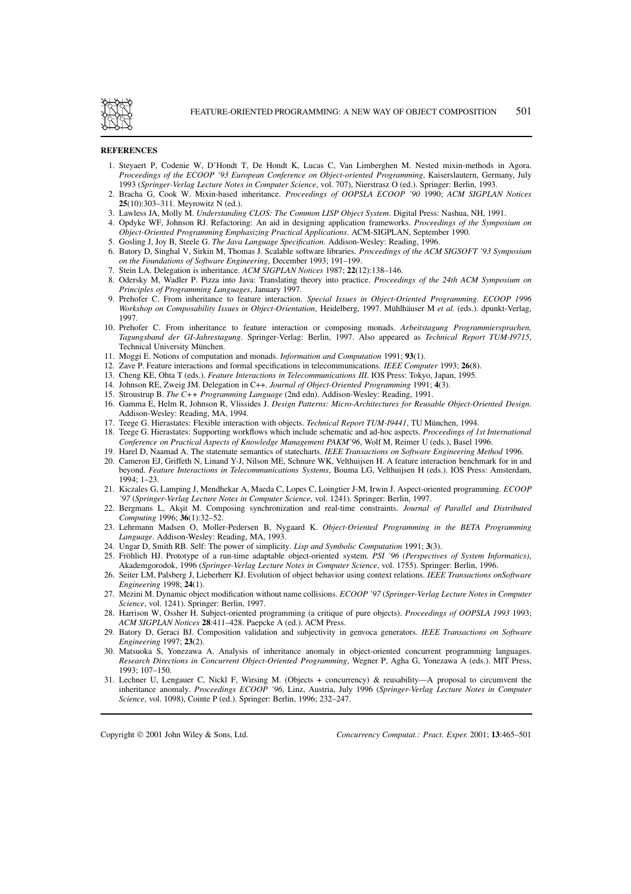## REFERENCES

1. Steyaert P, Codenie W, D'Hondt T, De Hondt K, Lucas C, Van Limberghen M. Nested mixin-methods in Agora. *Proceedings of the ECOOP '93 European Conference on Object-oriented Programming*, Kaiserslautern, Germany, July 1993 (*Springer-Verlag Lecture Notes in Computer Science*, vol. 707), Nierstrasz O (ed.). Springer: Berlin, 1993.
2. Bracha G, Cook W. Mixin-based inheritance. *Proceedings of OOPSLA ECOOP '90* 1990; *ACM SIGPLAN Notices* **25**(10):303–311. Meyrowitz N (ed.).
3. Lawless JA, Molly M. *Understanding CLOS: The Common LISP Object System*. Digital Press: Nashua, NH, 1991.
4. Opdyke WF, Johnson RJ. Refactoring: An aid in designing application frameworks. *Proceedings of the Symposium on Object-Oriented Programming Emphasizing Practical Applications*. ACM-SIGPLAN, September 1990.
5. Gosling J, Joy B, Steele G. *The Java Language Specification*. Addison-Wesley: Reading, 1996.
6. Batory D, Singhal V, Sirkin M, Thomas J. Scalable software libraries. *Proceedings of the ACM SIGSOFT '93 Symposium on the Foundations of Software Engineering*, December 1993; 191–199.
7. Stein LA. Delegation is inheritance. *ACM SIGPLAN Notices* 1987; **22**(12):138–146.
8. Odersky M, Wadler P. Pizza into Java: Translating theory into practice. *Proceedings of the 24th ACM Symposium on Principles of Programming Languages*, January 1997.
9. Prehofer C. From inheritance to feature interaction. *Special Issues in Object-Oriented Programming. ECOOP 1996 Workshop on Composability Issues in Object-Orientation*, Heidelberg, 1997. Mühlhäuser M *et al.* (eds.). dpunkt-Verlag, 1997.
10. Prehofer C. From inheritance to feature interaction or composing monads. *Arbeitstagung Programmiersprachen, Tagungsband der GI-Jahrestagung*. Springer-Verlag: Berlin, 1997. Also appeared as *Technical Report TUM-I9715*, Technical University München.
11. Moggi E. Notions of computation and monads. *Information and Computation* 1991; **93**(1).
12. Zave P. Feature interactions and formal specifications in telecommunications. *IEEE Computer* 1993; **26**(8).
13. Cheng KE, Ohta T (eds.). *Feature Interactions in Telecommunications III*. IOS Press: Tokyo, Japan, 1995.
14. Johnson RE, Zweig JM. Delegation in C++. *Journal of Object-Oriented Programming* 1991; **4**(3).
15. Stroustrup B. *The C++ Programming Language* (2nd edn). Addison-Wesley: Reading, 1991.
16. Gamma E, Helm R, Johnson R, Vlissides J. *Design Patterns: Micro-Architectures for Reusable Object-Oriented Design*. Addison-Wesley: Reading, MA, 1994.
17. Teege G. Hierastates: Flexible interaction with objects. *Technical Report TUM-I9441*, TU München, 1994.
18. Teege G. Hierastates: Supporting workflows which include schematic and ad-hoc aspects. *Proceedings of 1st International Conference on Practical Aspects of Knowledge Management PAKM'96*, Wolf M, Reimer U (eds.), Basel 1996.
19. Harel D, Naamad A. The statemate semantics of statecharts. *IEEE Transactions on Software Engineering Method* 1996.
20. Cameron EJ, Griffeth N, Linand Y-J, Nilson ME, Schnure WK, Velthuijsen H. A feature interaction benchmark for in and beyond. *Feature Interactions in Telecommunications Systems*, Bouma LG, Velthuijsen H (eds.). IOS Press: Amsterdam, 1994; 1–23.
21. Kiczales G, Lamping J, Mendhekar A, Maeda C, Lopes C, Loingtier J-M, Irwin J. Aspect-oriented programming. *ECOOP '97* (*Springer-Verlag Lecture Notes in Computer Science*, vol. 1241). Springer: Berlin, 1997.
22. Bergmans L, Akşit M. Composing synchronization and real-time constraints. *Journal of Parallel and Distributed Computing* 1996; **36**(1):32–52.
23. Lehrmann Madsen O, Moller-Pedersen B, Nygaard K. *Object-Oriented Programming in the BETA Programming Language*. Addison-Wesley: Reading, MA, 1993.
24. Ungar D, Smith RB. Self: The power of simplicity. *Lisp and Symbolic Computation* 1991; **3**(3).
25. Fröhlich HJ. Prototype of a run-time adaptable object-oriented system. *PSI '96 (Perspectives of System Informatics)*, Akademgorodok, 1996 (*Springer-Verlag Lecture Notes in Computer Science*, vol. 1755). Springer: Berlin, 1996.
26. Seiter LM, Palsberg J, Lieberherr KJ. Evolution of object behavior using context relations. *IEEE Transactions onSoftware Engineering* 1998; **24**(1).
27. Mezini M. Dynamic object modification without name collisions. *ECOOP '97* (*Springer-Verlag Lecture Notes in Computer Science*, vol. 1241). Springer: Berlin, 1997.
28. Harrison W, Ossher H. Subject-oriented programming (a critique of pure objects). *Proceedings of OOPSLA 1993* 1993; *ACM SIGPLAN Notices* **28**:411–428. Paepcke A (ed.). ACM Press.
29. Batory D, Geraci BJ. Composition validation and subjectivity in genvoca generators. *IEEE Transactions on Software Engineering* 1997; **23**(2).
30. Matsuoka S, Yonezawa A. Analysis of inheritance anomaly in object-oriented concurrent programming languages. *Research Directions in Concurrent Object-Oriented Programming*, Wegner P, Agha G, Yonezawa A (eds.). MIT Press, 1993; 107–150.
31. Lechner U, Lengauer C, Nickl F, Wirsing M. (Objects + concurrency) & reusability—A proposal to circumvent the inheritance anomaly. *Proceedings ECOOP '96*, Linz, Austria, July 1996 (*Springer-Verlag Lecture Notes in Computer Science*, vol. 1098), Cointe P (ed.). Springer: Berlin, 1996; 232–247.